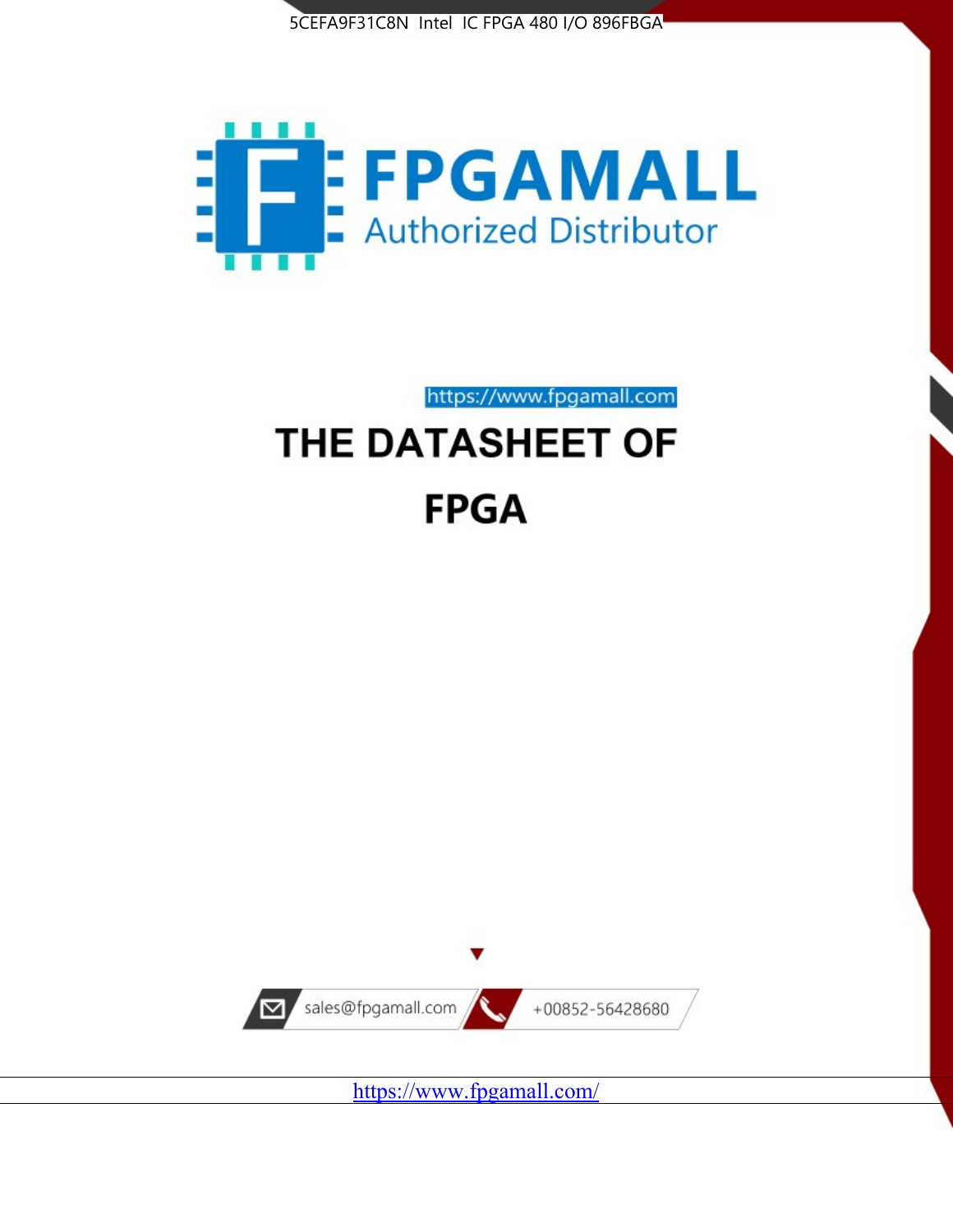5CEFA9F31C8N Intel IC FPGA 480 I/O 896FBGA

FPGAMALL

Authorized Distributor

https://www.fpgamall.com

# THE DATASHEET OF

# FPGA

sales@fpgamall.com

+00852-56428680

https://www.fpgamall.com/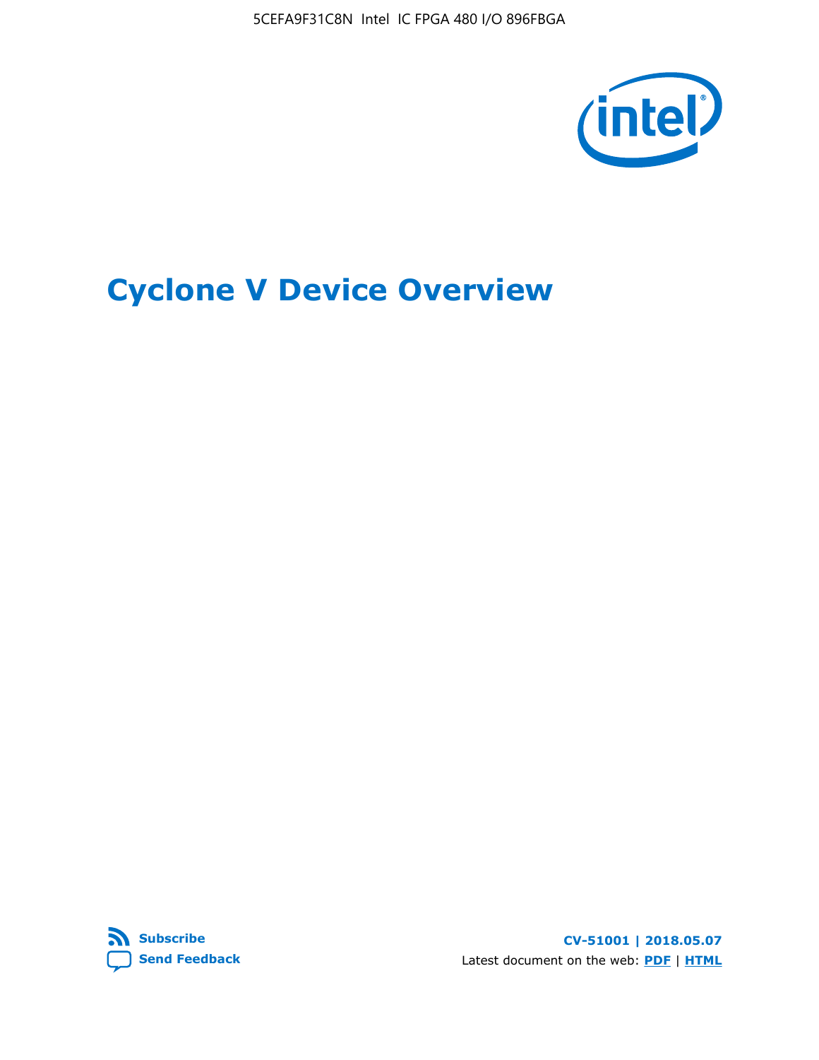# Cyclone V Device Overview

Subscribe

Send Feedback

CV-51001 | 2018.05.07

Latest document on the web: PDF | HTML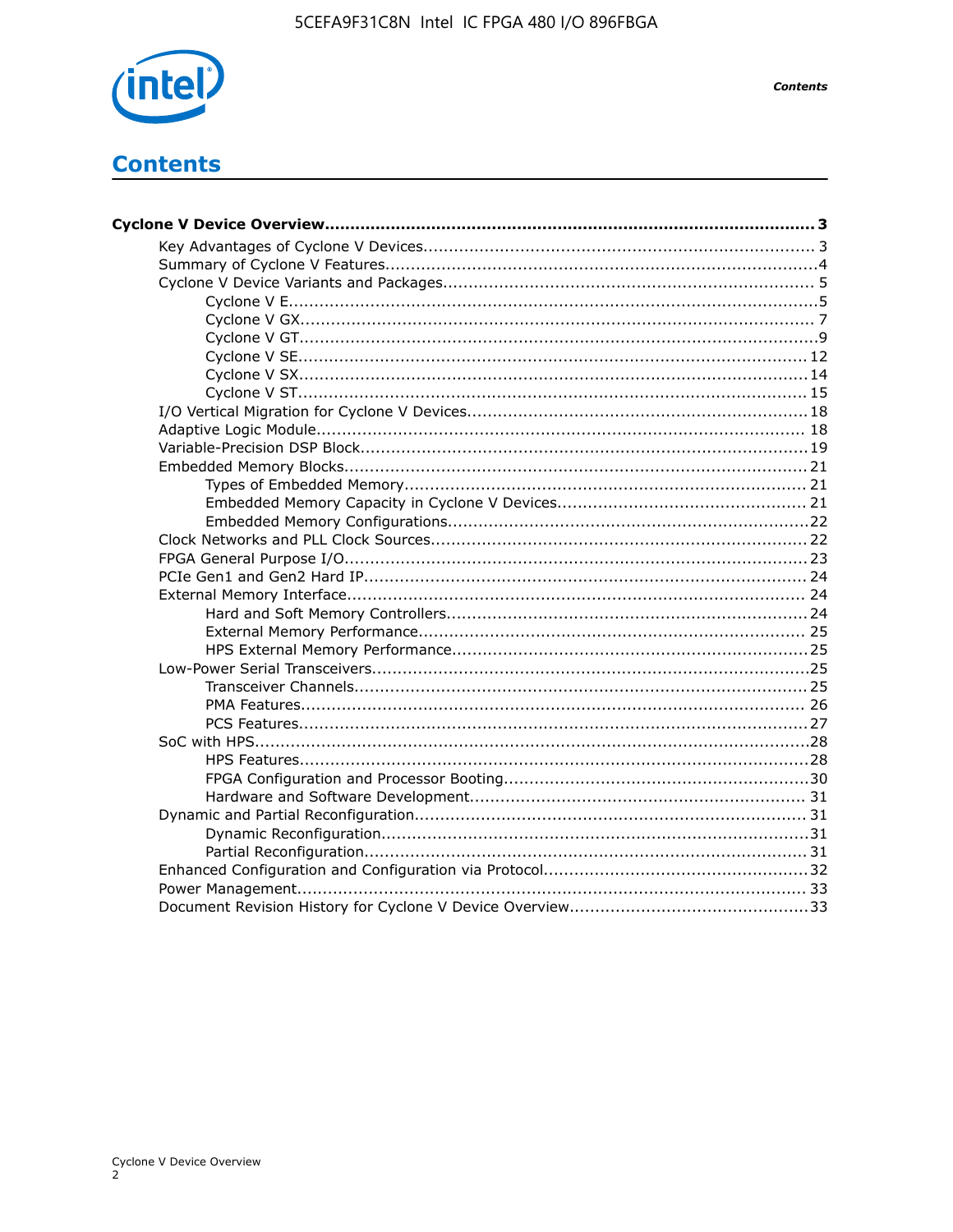# Contents

**Cyclone V Device Overview....................................................................................................3**

- Key Advantages of Cyclone V Devices............................................................................ 3
- Summary of Cyclone V Features....................................................................................4
- Cyclone V Device Variants and Packages........................................................................ 5
    - Cyclone V E.......................................................................................................5
    - Cyclone V GX..................................................................................................... 7
    - Cyclone V GT.....................................................................................................9
    - Cyclone V SE.................................................................................................... 12
    - Cyclone V SX.................................................................................................... 14
    - Cyclone V ST.................................................................................................... 15
- I/O Vertical Migration for Cyclone V Devices.................................................................. 18
- Adaptive Logic Module................................................................................................ 18
- Variable-Precision DSP Block....................................................................................... 19
- Embedded Memory Blocks.......................................................................................... 21
    - Types of Embedded Memory.............................................................................. 21
    - Embedded Memory Capacity in Cyclone V Devices................................................ 21
    - Embedded Memory Configurations......................................................................22
- Clock Networks and PLL Clock Sources......................................................................... 22
- FPGA General Purpose I/O.......................................................................................... 23
- PCIe Gen1 and Gen2 Hard IP...................................................................................... 24
- External Memory Interface......................................................................................... 24
    - Hard and Soft Memory Controllers...................................................................... 24
    - External Memory Performance........................................................................... 25
    - HPS External Memory Performance..................................................................... 25
- Low-Power Serial Transceivers.....................................................................................25
    - Transceiver Channels........................................................................................ 25
    - PMA Features................................................................................................... 26
    - PCS Features.................................................................................................... 27
- SoC with HPS............................................................................................................28
    - HPS Features....................................................................................................28
    - FPGA Configuration and Processor Booting...........................................................30
    - Hardware and Software Development................................................................. 31
- Dynamic and Partial Reconfiguration............................................................................ 31
    - Dynamic Reconfiguration...................................................................................31
    - Partial Reconfiguration...................................................................................... 31
- Enhanced Configuration and Configuration via Protocol...................................................32
- Power Management................................................................................................... 33
- Document Revision History for Cyclone V Device Overview...............................................33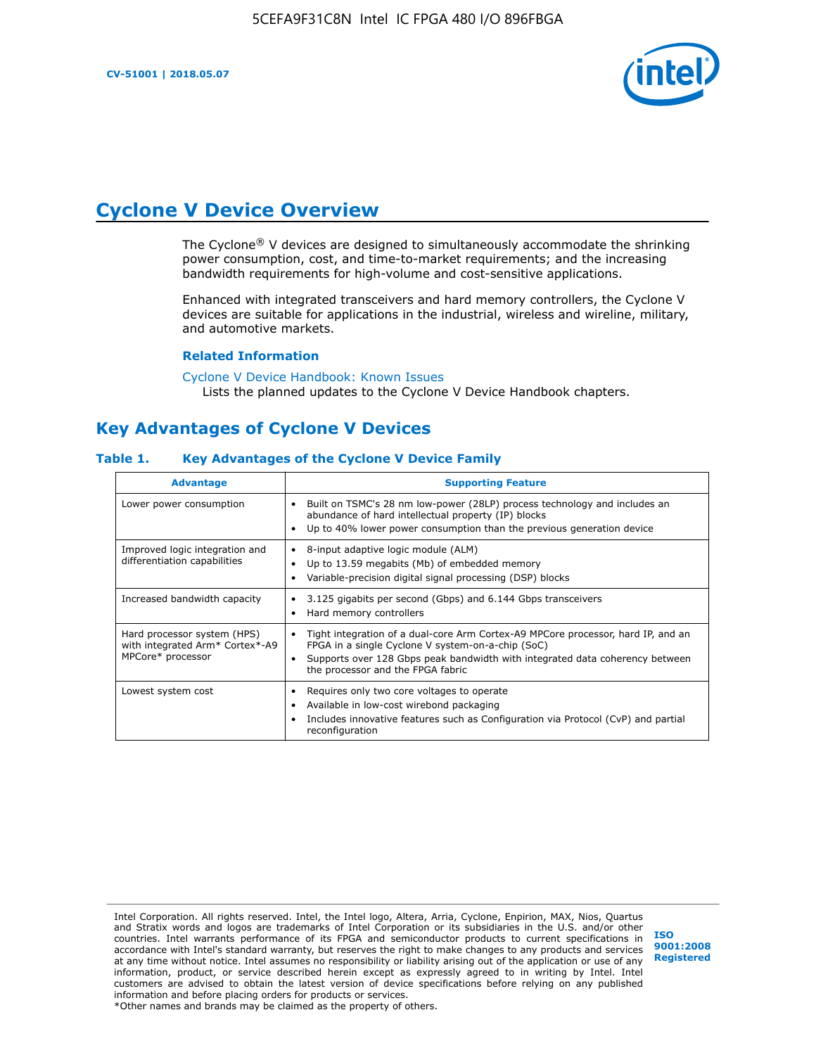# Cyclone V Device Overview

The Cyclone® V devices are designed to simultaneously accommodate the shrinking power consumption, cost, and time-to-market requirements; and the increasing bandwidth requirements for high-volume and cost-sensitive applications.

Enhanced with integrated transceivers and hard memory controllers, the Cyclone V devices are suitable for applications in the industrial, wireless and wireline, military, and automotive markets.

### Related Information

Cyclone V Device Handbook: Known Issues
Lists the planned updates to the Cyclone V Device Handbook chapters.

## Key Advantages of Cyclone V Devices

**Table 1. Key Advantages of the Cyclone V Device Family**

| Advantage | Supporting Feature |
| --- | --- |
| Lower power consumption | • Built on TSMC's 28 nm low-power (28LP) process technology and includes an abundance of hard intellectual property (IP) blocks<br>• Up to 40% lower power consumption than the previous generation device |
| Improved logic integration and differentiation capabilities | • 8-input adaptive logic module (ALM)<br>• Up to 13.59 megabits (Mb) of embedded memory<br>• Variable-precision digital signal processing (DSP) blocks |
| Increased bandwidth capacity | • 3.125 gigabits per second (Gbps) and 6.144 Gbps transceivers<br>• Hard memory controllers |
| Hard processor system (HPS) with integrated Arm* Cortex*-A9 MPCore* processor | • Tight integration of a dual-core Arm Cortex-A9 MPCore processor, hard IP, and an FPGA in a single Cyclone V system-on-a-chip (SoC)<br>• Supports over 128 Gbps peak bandwidth with integrated data coherency between the processor and the FPGA fabric |
| Lowest system cost | • Requires only two core voltages to operate<br>• Available in low-cost wirebond packaging<br>• Includes innovative features such as Configuration via Protocol (CvP) and partial reconfiguration |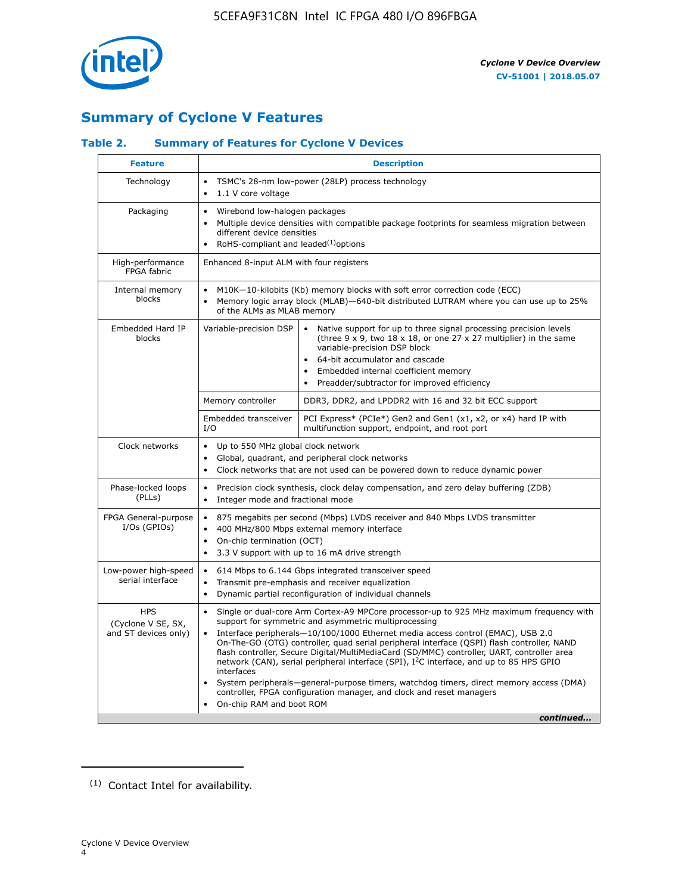## Summary of Cyclone V Features

### Table 2. Summary of Features for Cyclone V Devices

| Feature | Description | |
|---|---|---|
| Technology | • TSMC's 28-nm low-power (28LP) process technology<br>• 1.1 V core voltage | |
| Packaging | • Wirebond low-halogen packages<br>• Multiple device densities with compatible package footprints for seamless migration between different device densities<br>• RoHS-compliant and leaded[(1)] options | |
| High-performance FPGA fabric | Enhanced 8-input ALM with four registers | |
| Internal memory blocks | • M10K—10-kilobits (Kb) memory blocks with soft error correction code (ECC)<br>• Memory logic array block (MLAB)—640-bit distributed LUTRAM where you can use up to 25% of the ALMs as MLAB memory | |
| Embedded Hard IP blocks | Variable-precision DSP | • Native support for up to three signal processing precision levels (three 9 x 9, two 18 x 18, or one 27 x 27 multiplier) in the same variable-precision DSP block<br>• 64-bit accumulator and cascade<br>• Embedded internal coefficient memory<br>• Preadder/subtractor for improved efficiency |
| | Memory controller | DDR3, DDR2, and LPDDR2 with 16 and 32 bit ECC support |
| | Embedded transceiver I/O | PCI Express* (PCIe*) Gen2 and Gen1 (x1, x2, or x4) hard IP with multifunction support, endpoint, and root port |
| Clock networks | • Up to 550 MHz global clock network<br>• Global, quadrant, and peripheral clock networks<br>• Clock networks that are not used can be powered down to reduce dynamic power | |
| Phase-locked loops (PLLs) | • Precision clock synthesis, clock delay compensation, and zero delay buffering (ZDB)<br>• Integer mode and fractional mode | |
| FPGA General-purpose I/Os (GPIOs) | • 875 megabits per second (Mbps) LVDS receiver and 840 Mbps LVDS transmitter<br>• 400 MHz/800 Mbps external memory interface<br>• On-chip termination (OCT)<br>• 3.3 V support with up to 16 mA drive strength | |
| Low-power high-speed serial interface | • 614 Mbps to 6.144 Gbps integrated transceiver speed<br>• Transmit pre-emphasis and receiver equalization<br>• Dynamic partial reconfiguration of individual channels | |
| HPS (Cyclone V SE, SX, and ST devices only) | • Single or dual-core Arm Cortex-A9 MPCore processor-up to 925 MHz maximum frequency with support for symmetric and asymmetric multiprocessing<br>• Interface peripherals—10/100/1000 Ethernet media access control (EMAC), USB 2.0 On-The-GO (OTG) controller, quad serial peripheral interface (QSPI) flash controller, NAND flash controller, Secure Digital/MultiMediaCard (SD/MMC) controller, UART, controller area network (CAN), serial peripheral interface (SPI), $I^2C$ interface, and up to 85 HPS GPIO interfaces<br>• System peripherals—general-purpose timers, watchdog timers, direct memory access (DMA) controller, FPGA configuration manager, and clock and reset managers<br>• On-chip RAM and boot ROM | |

*continued...*

(1) Contact Intel for availability.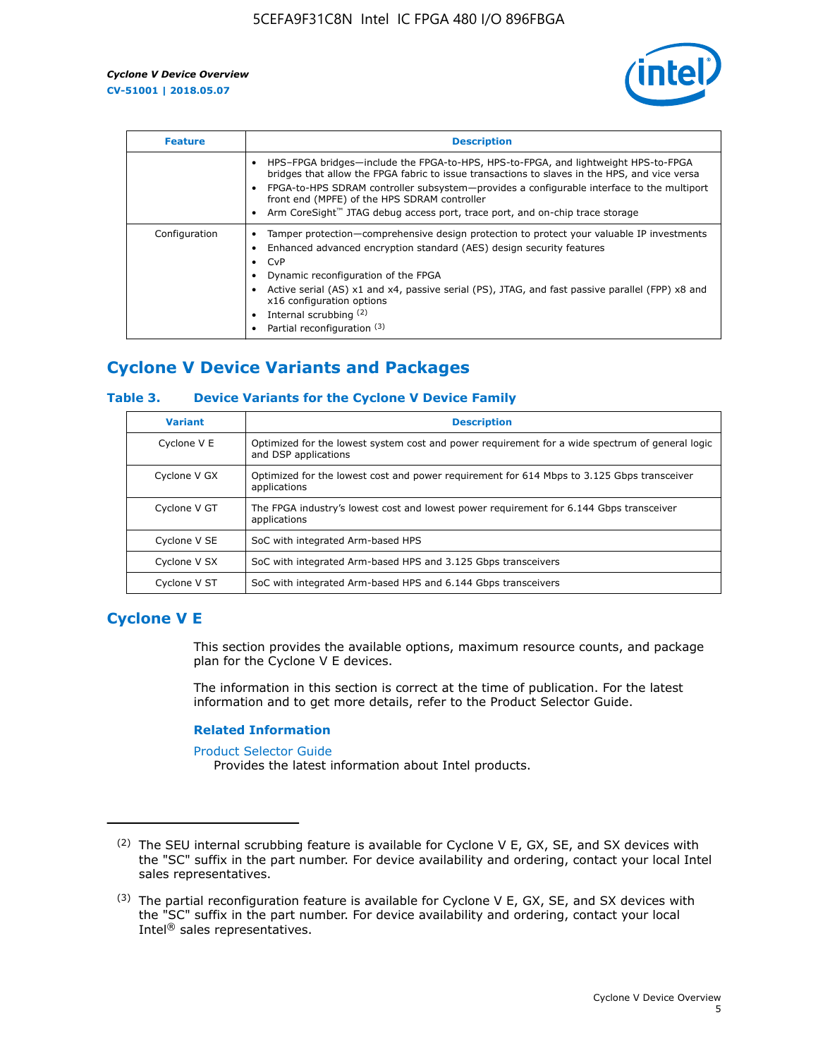| Feature | Description |
| --- | --- |
| | • HPS–FPGA bridges—include the FPGA-to-HPS, HPS-to-FPGA, and lightweight HPS-to-FPGA bridges that allow the FPGA fabric to issue transactions to slaves in the HPS, and vice versa<br>• FPGA-to-HPS SDRAM controller subsystem—provides a configurable interface to the multiport front end (MPFE) of the HPS SDRAM controller<br>• Arm CoreSight™ JTAG debug access port, trace port, and on-chip trace storage |
| Configuration | • Tamper protection—comprehensive design protection to protect your valuable IP investments<br>• Enhanced advanced encryption standard (AES) design security features<br>• CvP<br>• Dynamic reconfiguration of the FPGA<br>• Active serial (AS) x1 and x4, passive serial (PS), JTAG, and fast passive parallel (FPP) x8 and x16 configuration options<br>• Internal scrubbing [(2)]<br>• Partial reconfiguration [(3)] |

## Cyclone V Device Variants and Packages

### Table 3. Device Variants for the Cyclone V Device Family

| Variant | Description |
| --- | --- |
| Cyclone V E | Optimized for the lowest system cost and power requirement for a wide spectrum of general logic and DSP applications |
| Cyclone V GX | Optimized for the lowest cost and power requirement for 614 Mbps to 3.125 Gbps transceiver applications |
| Cyclone V GT | The FPGA industry's lowest cost and lowest power requirement for 6.144 Gbps transceiver applications |
| Cyclone V SE | SoC with integrated Arm-based HPS |
| Cyclone V SX | SoC with integrated Arm-based HPS and 3.125 Gbps transceivers |
| Cyclone V ST | SoC with integrated Arm-based HPS and 6.144 Gbps transceivers |

## Cyclone V E

This section provides the available options, maximum resource counts, and package plan for the Cyclone V E devices.

The information in this section is correct at the time of publication. For the latest information and to get more details, refer to the Product Selector Guide.

### Related Information

Product Selector Guide
Provides the latest information about Intel products.

---

(2) The SEU internal scrubbing feature is available for Cyclone V E, GX, SE, and SX devices with the "SC" suffix in the part number. For device availability and ordering, contact your local Intel sales representatives.

(3) The partial reconfiguration feature is available for Cyclone V E, GX, SE, and SX devices with the "SC" suffix in the part number. For device availability and ordering, contact your local Intel® sales representatives.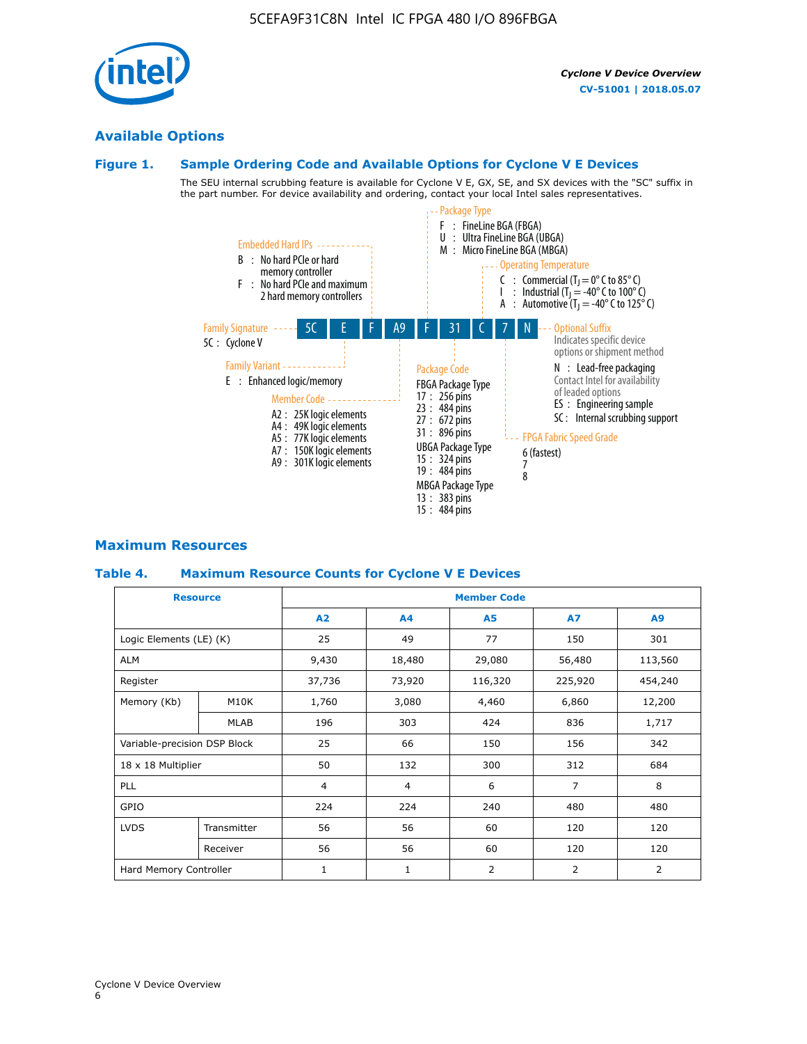## Available Options

### Figure 1. Sample Ordering Code and Available Options for Cyclone V E Devices

The SEU internal scrubbing feature is available for Cyclone V E, GX, SE, and SX devices with the "SC" suffix in the part number. For device availability and ordering, contact your local Intel sales representatives.

Sample ordering code: **5C E F A9 F 31 C 7 N**

- **Family Signature**
  - 5C : Cyclone V
- **Family Variant**
  - E : Enhanced logic/memory
- **Embedded Hard IPs**
  - B : No hard PCIe or hard memory controller
  - F : No hard PCIe and maximum 2 hard memory controllers
- **Member Code**
  - A2 : 25K logic elements
  - A4 : 49K logic elements
  - A5 : 77K logic elements
  - A7 : 150K logic elements
  - A9 : 301K logic elements
- **Package Type**
  - F : FineLine BGA (FBGA)
  - U : Ultra FineLine BGA (UBGA)
  - M : Micro FineLine BGA (MBGA)
- **Package Code**
  - FBGA Package Type
    - 17 : 256 pins
    - 23 : 484 pins
    - 27 : 672 pins
    - 31 : 896 pins
  - UBGA Package Type
    - 15 : 324 pins
    - 19 : 484 pins
  - MBGA Package Type
    - 13 : 383 pins
    - 15 : 484 pins
- **Operating Temperature**
  - C : Commercial ($T_J$ = 0° C to 85° C)
  - I : Industrial ($T_J$ = -40° C to 100° C)
  - A : Automotive ($T_J$ = -40° C to 125° C)
- **FPGA Fabric Speed Grade**
  - 6 (fastest)
  - 7
  - 8
- **Optional Suffix**
  - Indicates specific device options or shipment method
  - N : Lead-free packaging
  - Contact Intel for availability of leaded options
  - ES : Engineering sample
  - SC : Internal scrubbing support

## Maximum Resources

### Table 4. Maximum Resource Counts for Cyclone V E Devices

| Resource | | Member Code | | | | |
|---|---|---|---|---|---|---|
| | | A2 | A4 | A5 | A7 | A9 |
| Logic Elements (LE) (K) | | 25 | 49 | 77 | 150 | 301 |
| ALM | | 9,430 | 18,480 | 29,080 | 56,480 | 113,560 |
| Register | | 37,736 | 73,920 | 116,320 | 225,920 | 454,240 |
| Memory (Kb) | M10K | 1,760 | 3,080 | 4,460 | 6,860 | 12,200 |
| | MLAB | 196 | 303 | 424 | 836 | 1,717 |
| Variable-precision DSP Block | | 25 | 66 | 150 | 156 | 342 |
| 18 x 18 Multiplier | | 50 | 132 | 300 | 312 | 684 |
| PLL | | 4 | 4 | 6 | 7 | 8 |
| GPIO | | 224 | 224 | 240 | 480 | 480 |
| LVDS | Transmitter | 56 | 56 | 60 | 120 | 120 |
| | Receiver | 56 | 56 | 60 | 120 | 120 |
| Hard Memory Controller | | 1 | 1 | 2 | 2 | 2 |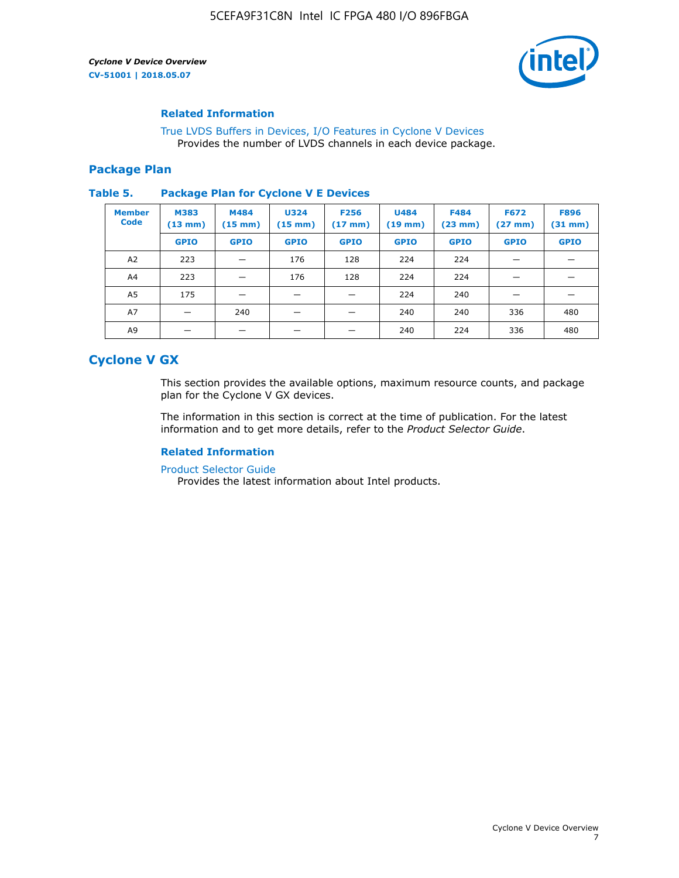### Related Information

True LVDS Buffers in Devices, I/O Features in Cyclone V Devices
Provides the number of LVDS channels in each device package.

## Package Plan

**Table 5. Package Plan for Cyclone V E Devices**

| Member Code | M383 (13 mm) | M484 (15 mm) | U324 (15 mm) | F256 (17 mm) | U484 (19 mm) | F484 (23 mm) | F672 (27 mm) | F896 (31 mm) |
|---|---|---|---|---|---|---|---|---|
| | GPIO | GPIO | GPIO | GPIO | GPIO | GPIO | GPIO | GPIO |
| A2 | 223 | — | 176 | 128 | 224 | 224 | — | — |
| A4 | 223 | — | 176 | 128 | 224 | 224 | — | — |
| A5 | 175 | — | — | — | 224 | 240 | — | — |
| A7 | — | 240 | — | — | 240 | 240 | 336 | 480 |
| A9 | — | — | — | — | 240 | 224 | 336 | 480 |

## Cyclone V GX

This section provides the available options, maximum resource counts, and package plan for the Cyclone V GX devices.

The information in this section is correct at the time of publication. For the latest information and to get more details, refer to the *Product Selector Guide*.

### Related Information

Product Selector Guide
Provides the latest information about Intel products.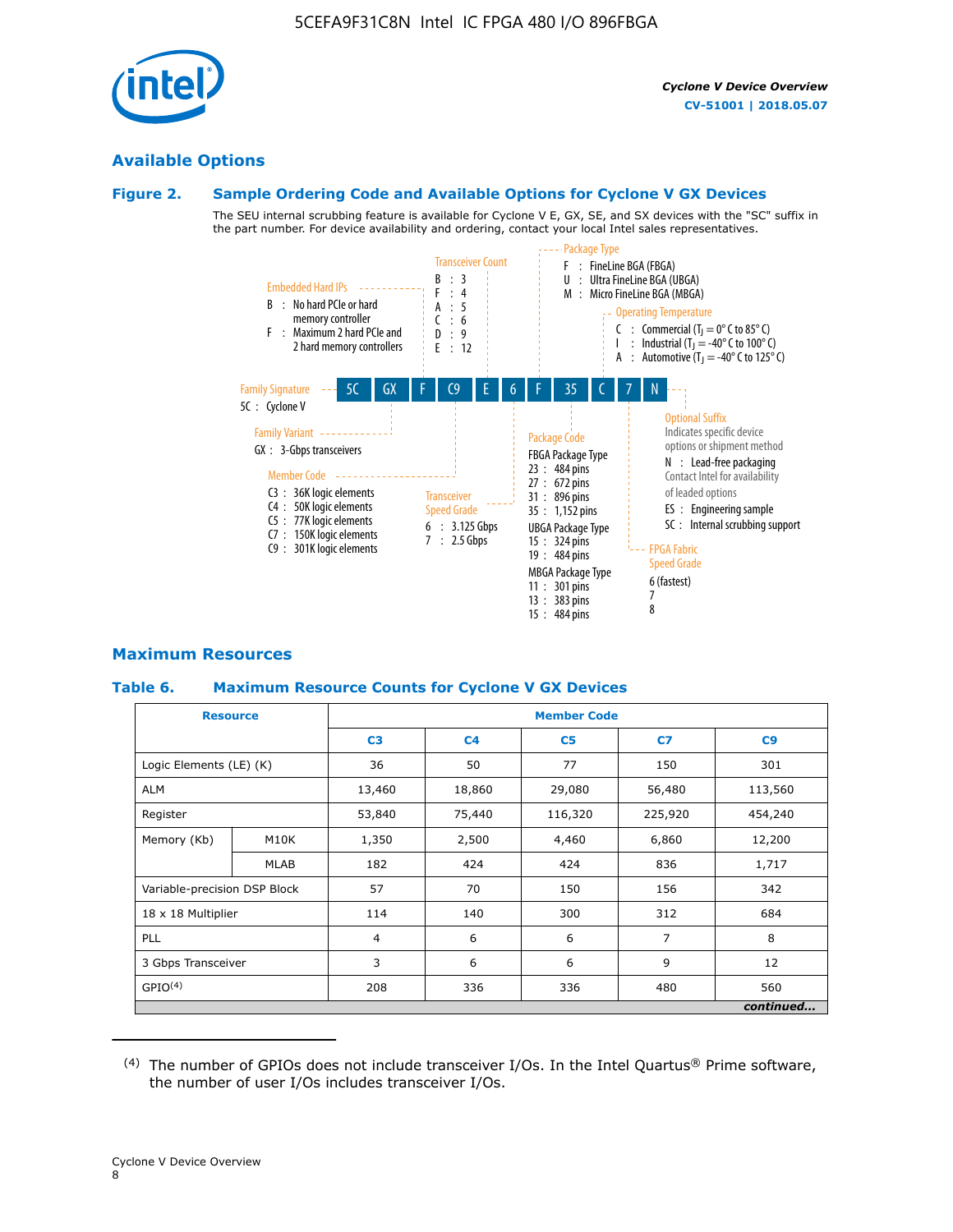## Available Options

### Figure 2. Sample Ordering Code and Available Options for Cyclone V GX Devices

The SEU internal scrubbing feature is available for Cyclone V E, GX, SE, and SX devices with the "SC" suffix in the part number. For device availability and ordering, contact your local Intel sales representatives.

Ordering code: 5C GX F C9 E 6 F 35 C 7 N

**Family Signature**
- 5C : Cyclone V

**Family Variant**
- GX : 3-Gbps transceivers

**Embedded Hard IPs**
- B : No hard PCIe or hard memory controller
- F : Maximum 2 hard PCIe and 2 hard memory controllers

**Member Code**
- C3 : 36K logic elements
- C4 : 50K logic elements
- C5 : 77K logic elements
- C7 : 150K logic elements
- C9 : 301K logic elements

**Transceiver Count**
- B : 3
- F : 4
- A : 5
- C : 6
- D : 9
- E : 12

**Transceiver Speed Grade**
- 6 : 3.125 Gbps
- 7 : 2.5 Gbps

**Package Type**
- F : FineLine BGA (FBGA)
- U : Ultra FineLine BGA (UBGA)
- M : Micro FineLine BGA (MBGA)

**Package Code**

FBGA Package Type
- 23 : 484 pins
- 27 : 672 pins
- 31 : 896 pins
- 35 : 1,152 pins

UBGA Package Type
- 15 : 324 pins
- 19 : 484 pins

MBGA Package Type
- 11 : 301 pins
- 13 : 383 pins
- 15 : 484 pins

**Operating Temperature**
- C : Commercial ($T_J$ = 0° C to 85° C)
- I : Industrial ($T_J$ = -40° C to 100° C)
- A : Automotive ($T_J$ = -40° C to 125° C)

**FPGA Fabric Speed Grade**
- 6 (fastest)
- 7
- 8

**Optional Suffix**

Indicates specific device options or shipment method
- N : Lead-free packaging. Contact Intel for availability of leaded options
- ES : Engineering sample
- SC : Internal scrubbing support

## Maximum Resources

### Table 6. Maximum Resource Counts for Cyclone V GX Devices

| Resource | | Member Code | | | | |
|---|---|---|---|---|---|---|
| | | C3 | C4 | C5 | C7 | C9 |
| Logic Elements (LE) (K) | | 36 | 50 | 77 | 150 | 301 |
| ALM | | 13,460 | 18,860 | 29,080 | 56,480 | 113,560 |
| Register | | 53,840 | 75,440 | 116,320 | 225,920 | 454,240 |
| Memory (Kb) | M10K | 1,350 | 2,500 | 4,460 | 6,860 | 12,200 |
| | MLAB | 182 | 424 | 424 | 836 | 1,717 |
| Variable-precision DSP Block | | 57 | 70 | 150 | 156 | 342 |
| 18 x 18 Multiplier | | 114 | 140 | 300 | 312 | 684 |
| PLL | | 4 | 6 | 6 | 7 | 8 |
| 3 Gbps Transceiver | | 3 | 6 | 6 | 9 | 12 |
| GPIO[4] | | 208 | 336 | 336 | 480 | 560 |

*continued...*

(4) The number of GPIOs does not include transceiver I/Os. In the Intel Quartus® Prime software, the number of user I/Os includes transceiver I/Os.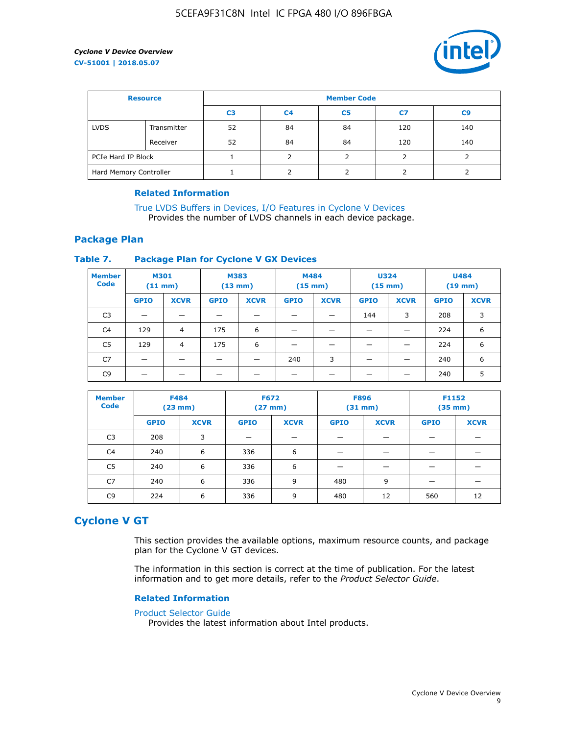| Resource | | Member Code | | | | |
|---|---|---|---|---|---|---|
| | | C3 | C4 | C5 | C7 | C9 |
| LVDS | Transmitter | 52 | 84 | 84 | 120 | 140 |
| | Receiver | 52 | 84 | 84 | 120 | 140 |
| PCIe Hard IP Block | | 1 | 2 | 2 | 2 | 2 |
| Hard Memory Controller | | 1 | 2 | 2 | 2 | 2 |

**Related Information**

True LVDS Buffers in Devices, I/O Features in Cyclone V Devices
Provides the number of LVDS channels in each device package.

## Package Plan

**Table 7. Package Plan for Cyclone V GX Devices**

| Member Code | M301 (11 mm) | | M383 (13 mm) | | M484 (15 mm) | | U324 (15 mm) | | U484 (19 mm) | |
|---|---|---|---|---|---|---|---|---|---|---|
| | GPIO | XCVR | GPIO | XCVR | GPIO | XCVR | GPIO | XCVR | GPIO | XCVR |
| C3 | — | — | — | — | — | — | 144 | 3 | 208 | 3 |
| C4 | 129 | 4 | 175 | 6 | — | — | — | — | 224 | 6 |
| C5 | 129 | 4 | 175 | 6 | — | — | — | — | 224 | 6 |
| C7 | — | — | — | — | 240 | 3 | — | — | 240 | 6 |
| C9 | — | — | — | — | — | — | — | — | 240 | 5 |

| Member Code | F484 (23 mm) | | F672 (27 mm) | | F896 (31 mm) | | F1152 (35 mm) | |
|---|---|---|---|---|---|---|---|---|
| | GPIO | XCVR | GPIO | XCVR | GPIO | XCVR | GPIO | XCVR |
| C3 | 208 | 3 | — | — | — | — | — | — |
| C4 | 240 | 6 | 336 | 6 | — | — | — | — |
| C5 | 240 | 6 | 336 | 6 | — | — | — | — |
| C7 | 240 | 6 | 336 | 9 | 480 | 9 | — | — |
| C9 | 224 | 6 | 336 | 9 | 480 | 12 | 560 | 12 |

# Cyclone V GT

This section provides the available options, maximum resource counts, and package plan for the Cyclone V GT devices.

The information in this section is correct at the time of publication. For the latest information and to get more details, refer to the *Product Selector Guide*.

**Related Information**

Product Selector Guide
Provides the latest information about Intel products.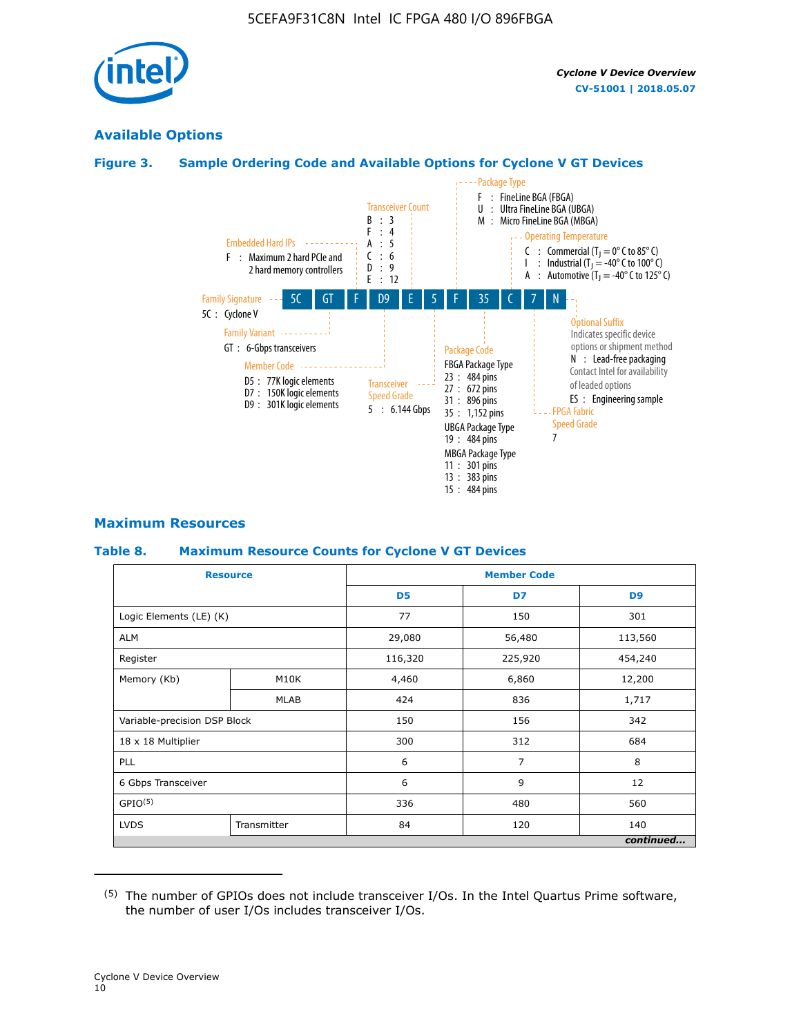## Available Options

### Figure 3. Sample Ordering Code and Available Options for Cyclone V GT Devices

Ordering code: 5C GT F D9 E 5 F 35 C 7 N

- **Family Signature**
  - 5C : Cyclone V
- **Family Variant**
  - GT : 6-Gbps transceivers
- **Embedded Hard IPs**
  - F : Maximum 2 hard PCIe and 2 hard memory controllers
- **Member Code**
  - D5 : 77K logic elements
  - D7 : 150K logic elements
  - D9 : 301K logic elements
- **Transceiver Count**
  - B : 3
  - F : 4
  - A : 5
  - C : 6
  - D : 9
  - E : 12
- **Transceiver Speed Grade**
  - 5 : 6.144 Gbps
- **Package Type**
  - F : FineLine BGA (FBGA)
  - U : Ultra FineLine BGA (UBGA)
  - M : Micro FineLine BGA (MBGA)
- **Package Code**
  - FBGA Package Type
    - 23 : 484 pins
    - 27 : 672 pins
    - 31 : 896 pins
    - 35 : 1,152 pins
  - UBGA Package Type
    - 19 : 484 pins
  - MBGA Package Type
    - 11 : 301 pins
    - 13 : 383 pins
    - 15 : 484 pins
- **Operating Temperature**
  - C : Commercial ($T_J$ = 0° C to 85° C)
  - I : Industrial ($T_J$ = -40° C to 100° C)
  - A : Automotive ($T_J$ = -40° C to 125° C)
- **FPGA Fabric Speed Grade**
  - 7
- **Optional Suffix**
  - Indicates specific device options or shipment method
  - N : Lead-free packaging. Contact Intel for availability of leaded options
  - ES : Engineering sample

## Maximum Resources

### Table 8. Maximum Resource Counts for Cyclone V GT Devices

| Resource | | Member Code | | |
|---|---|---|---|---|
| | | D5 | D7 | D9 |
| Logic Elements (LE) (K) | | 77 | 150 | 301 |
| ALM | | 29,080 | 56,480 | 113,560 |
| Register | | 116,320 | 225,920 | 454,240 |
| Memory (Kb) | M10K | 4,460 | 6,860 | 12,200 |
| | MLAB | 424 | 836 | 1,717 |
| Variable-precision DSP Block | | 150 | 156 | 342 |
| 18 x 18 Multiplier | | 300 | 312 | 684 |
| PLL | | 6 | 7 | 8 |
| 6 Gbps Transceiver | | 6 | 9 | 12 |
| GPIO[5] | | 336 | 480 | 560 |
| LVDS | Transmitter | 84 | 120 | 140 |

*continued...*

(5) The number of GPIOs does not include transceiver I/Os. In the Intel Quartus Prime software, the number of user I/Os includes transceiver I/Os.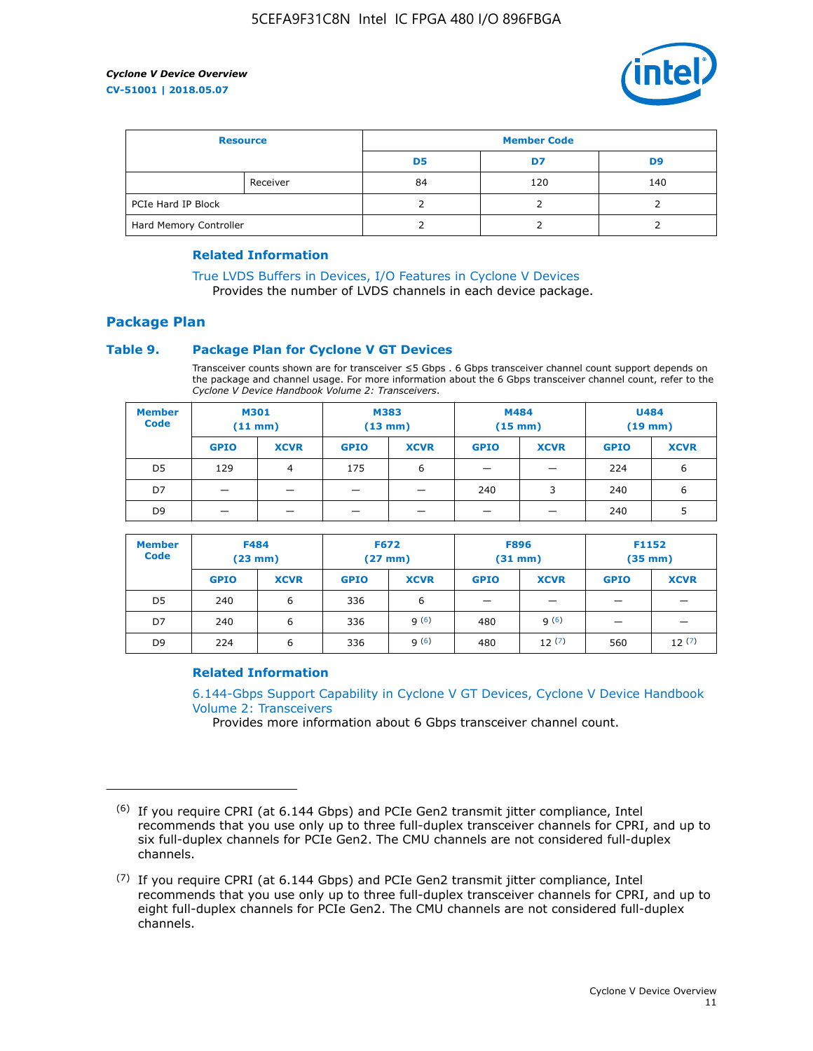| Resource | | Member Code | | |
|---|---|---|---|---|
| | | D5 | D7 | D9 |
| | Receiver | 84 | 120 | 140 |
| PCIe Hard IP Block | | 2 | 2 | 2 |
| Hard Memory Controller | | 2 | 2 | 2 |

#### Related Information

True LVDS Buffers in Devices, I/O Features in Cyclone V Devices
Provides the number of LVDS channels in each device package.

## Package Plan

### Table 9. Package Plan for Cyclone V GT Devices

Transceiver counts shown are for transceiver ≤5 Gbps . 6 Gbps transceiver channel count support depends on the package and channel usage. For more information about the 6 Gbps transceiver channel count, refer to the *Cyclone V Device Handbook Volume 2: Transceivers*.

| Member Code | M301 (11 mm) | | M383 (13 mm) | | M484 (15 mm) | | U484 (19 mm) | |
|---|---|---|---|---|---|---|---|---|
| | GPIO | XCVR | GPIO | XCVR | GPIO | XCVR | GPIO | XCVR |
| D5 | 129 | 4 | 175 | 6 | — | — | 224 | 6 |
| D7 | — | — | — | — | 240 | 3 | 240 | 6 |
| D9 | — | — | — | — | — | — | 240 | 5 |

| Member Code | F484 (23 mm) | | F672 (27 mm) | | F896 (31 mm) | | F1152 (35 mm) | |
|---|---|---|---|---|---|---|---|---|
| | GPIO | XCVR | GPIO | XCVR | GPIO | XCVR | GPIO | XCVR |
| D5 | 240 | 6 | 336 | 6 | — | — | — | — |
| D7 | 240 | 6 | 336 | 9 [(6)] | 480 | 9 [(6)] | — | — |
| D9 | 224 | 6 | 336 | 9 [(6)] | 480 | 12 [(7)] | 560 | 12 [(7)] |

#### Related Information

6.144-Gbps Support Capability in Cyclone V GT Devices, Cyclone V Device Handbook Volume 2: Transceivers
Provides more information about 6 Gbps transceiver channel count.

---

(6) If you require CPRI (at 6.144 Gbps) and PCIe Gen2 transmit jitter compliance, Intel recommends that you use only up to three full-duplex transceiver channels for CPRI, and up to six full-duplex channels for PCIe Gen2. The CMU channels are not considered full-duplex channels.

(7) If you require CPRI (at 6.144 Gbps) and PCIe Gen2 transmit jitter compliance, Intel recommends that you use only up to three full-duplex transceiver channels for CPRI, and up to eight full-duplex channels for PCIe Gen2. The CMU channels are not considered full-duplex channels.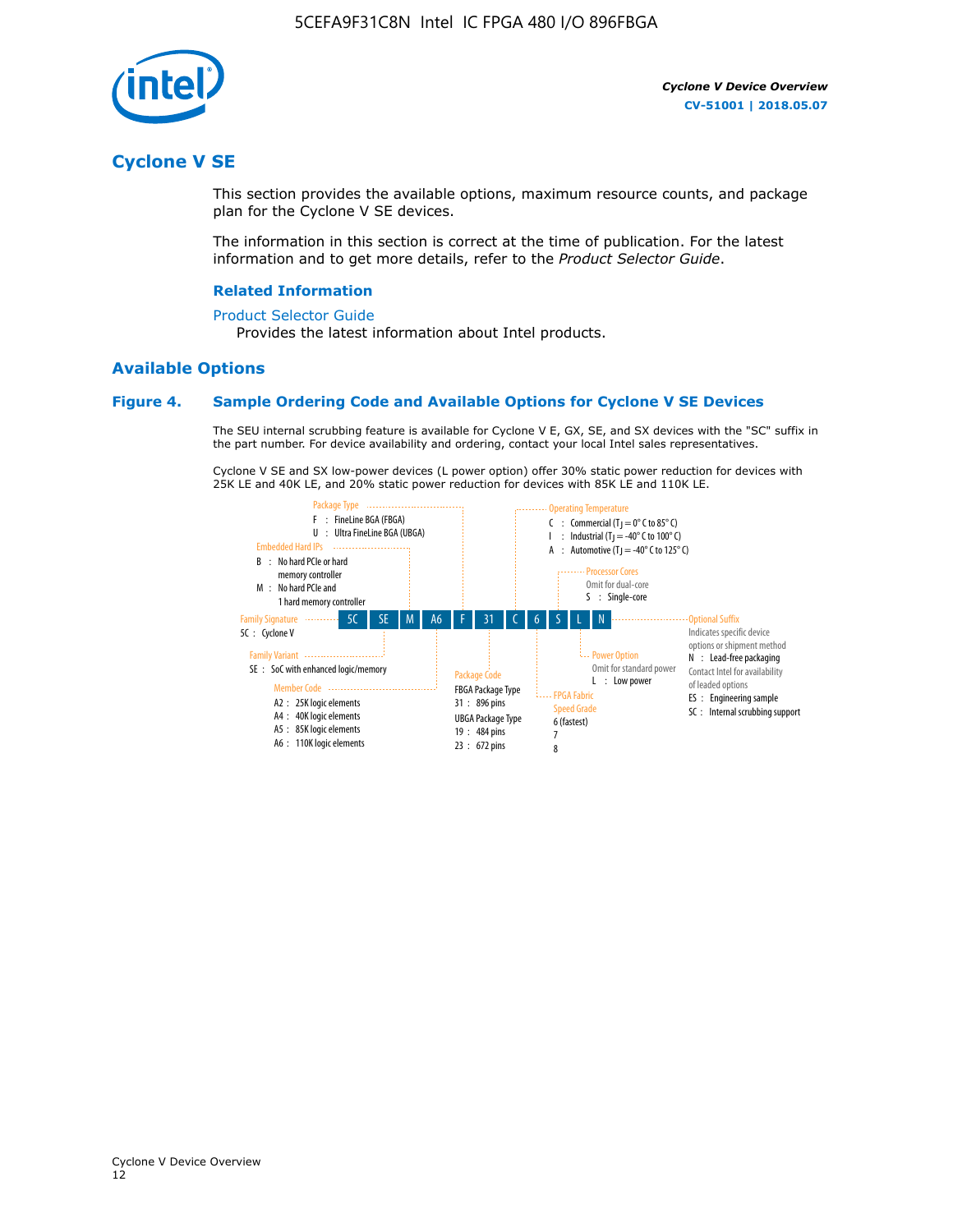# Cyclone V SE

This section provides the available options, maximum resource counts, and package plan for the Cyclone V SE devices.

The information in this section is correct at the time of publication. For the latest information and to get more details, refer to the *Product Selector Guide*.

### Related Information

Product Selector Guide

Provides the latest information about Intel products.

## Available Options

### Figure 4. Sample Ordering Code and Available Options for Cyclone V SE Devices

The SEU internal scrubbing feature is available for Cyclone V E, GX, SE, and SX devices with the "SC" suffix in the part number. For device availability and ordering, contact your local Intel sales representatives.

Cyclone V SE and SX low-power devices (L power option) offer 30% static power reduction for devices with 25K LE and 40K LE, and 20% static power reduction for devices with 85K LE and 110K LE.

Sample ordering code: 5C SE M A6 F 31 C 6 S L N

- **Family Signature**
  - 5C : Cyclone V
- **Family Variant**
  - SE : SoC with enhanced logic/memory
- **Embedded Hard IPs**
  - B : No hard PCIe or hard memory controller
  - M : No hard PCIe and 1 hard memory controller
- **Member Code**
  - A2 : 25K logic elements
  - A4 : 40K logic elements
  - A5 : 85K logic elements
  - A6 : 110K logic elements
- **Package Type**
  - F : FineLine BGA (FBGA)
  - U : Ultra FineLine BGA (UBGA)
- **Package Code**
  - FBGA Package Type
    - 31 : 896 pins
  - UBGA Package Type
    - 19 : 484 pins
    - 23 : 672 pins
- **Operating Temperature**
  - C : Commercial ($T_J$ = 0° C to 85° C)
  - I : Industrial ($T_J$ = -40° C to 100° C)
  - A : Automotive ($T_J$ = -40° C to 125° C)
- **FPGA Fabric Speed Grade**
  - 6 (fastest)
  - 7
  - 8
- **Processor Cores**
  - Omit for dual-core
  - S : Single-core
- **Power Option**
  - Omit for standard power
  - L : Low power
- **Optional Suffix**
  - Indicates specific device options or shipment method
  - N : Lead-free packaging
  - Contact Intel for availability of leaded options
  - ES : Engineering sample
  - SC : Internal scrubbing support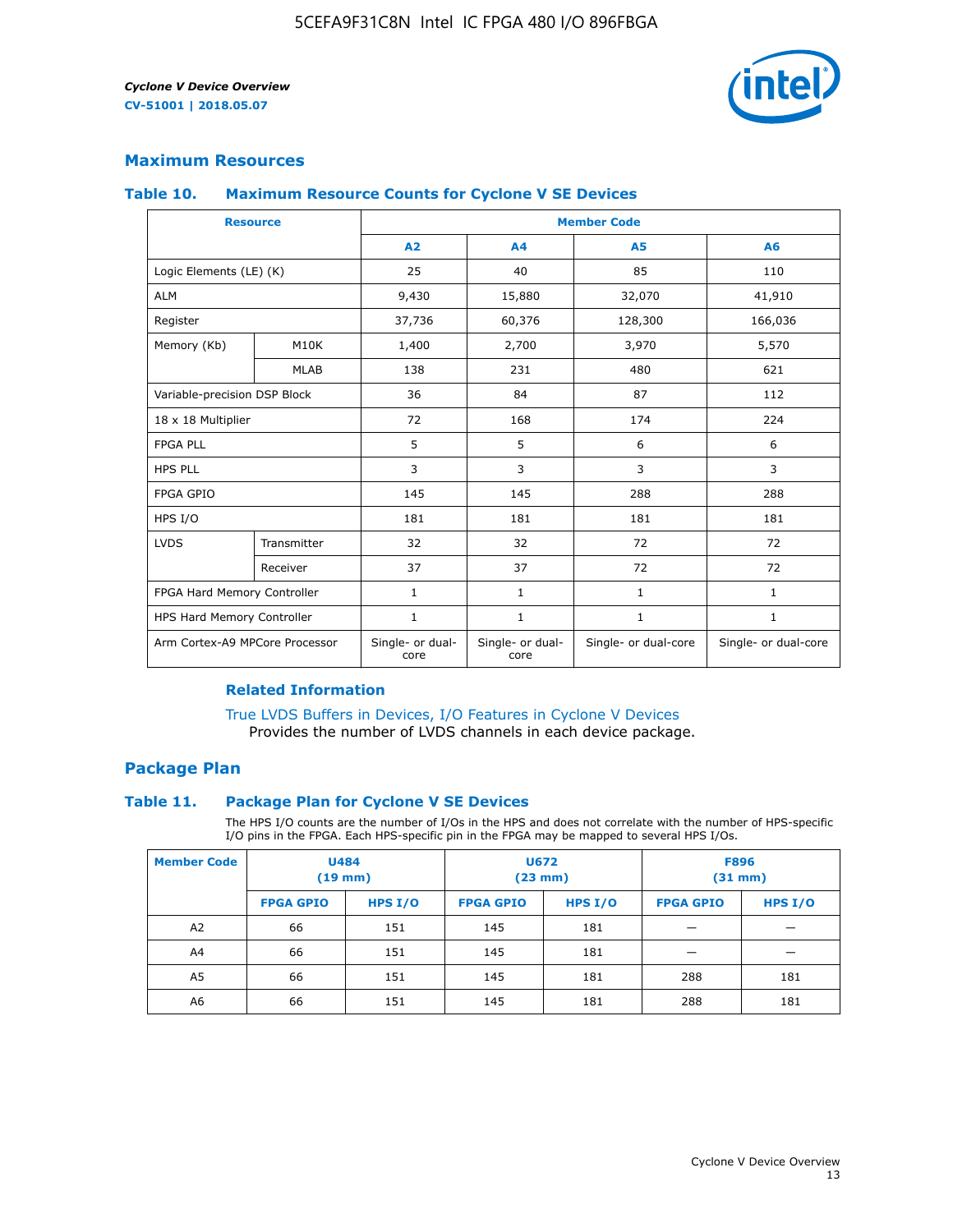## Maximum Resources

### Table 10. Maximum Resource Counts for Cyclone V SE Devices

| Resource | | Member Code | | | |
|---|---|---|---|---|---|
| | | A2 | A4 | A5 | A6 |
| Logic Elements (LE) (K) | | 25 | 40 | 85 | 110 |
| ALM | | 9,430 | 15,880 | 32,070 | 41,910 |
| Register | | 37,736 | 60,376 | 128,300 | 166,036 |
| Memory (Kb) | M10K | 1,400 | 2,700 | 3,970 | 5,570 |
| | MLAB | 138 | 231 | 480 | 621 |
| Variable-precision DSP Block | | 36 | 84 | 87 | 112 |
| 18 x 18 Multiplier | | 72 | 168 | 174 | 224 |
| FPGA PLL | | 5 | 5 | 6 | 6 |
| HPS PLL | | 3 | 3 | 3 | 3 |
| FPGA GPIO | | 145 | 145 | 288 | 288 |
| HPS I/O | | 181 | 181 | 181 | 181 |
| LVDS | Transmitter | 32 | 32 | 72 | 72 |
| | Receiver | 37 | 37 | 72 | 72 |
| FPGA Hard Memory Controller | | 1 | 1 | 1 | 1 |
| HPS Hard Memory Controller | | 1 | 1 | 1 | 1 |
| Arm Cortex-A9 MPCore Processor | | Single- or dual-core | Single- or dual-core | Single- or dual-core | Single- or dual-core |

#### Related Information

True LVDS Buffers in Devices, I/O Features in Cyclone V Devices
Provides the number of LVDS channels in each device package.

## Package Plan

### Table 11. Package Plan for Cyclone V SE Devices

The HPS I/O counts are the number of I/Os in the HPS and does not correlate with the number of HPS-specific I/O pins in the FPGA. Each HPS-specific pin in the FPGA may be mapped to several HPS I/Os.

| Member Code | U484 (19 mm) | | U672 (23 mm) | | F896 (31 mm) | |
|---|---|---|---|---|---|---|
| | FPGA GPIO | HPS I/O | FPGA GPIO | HPS I/O | FPGA GPIO | HPS I/O |
| A2 | 66 | 151 | 145 | 181 | — | — |
| A4 | 66 | 151 | 145 | 181 | — | — |
| A5 | 66 | 151 | 145 | 181 | 288 | 181 |
| A6 | 66 | 151 | 145 | 181 | 288 | 181 |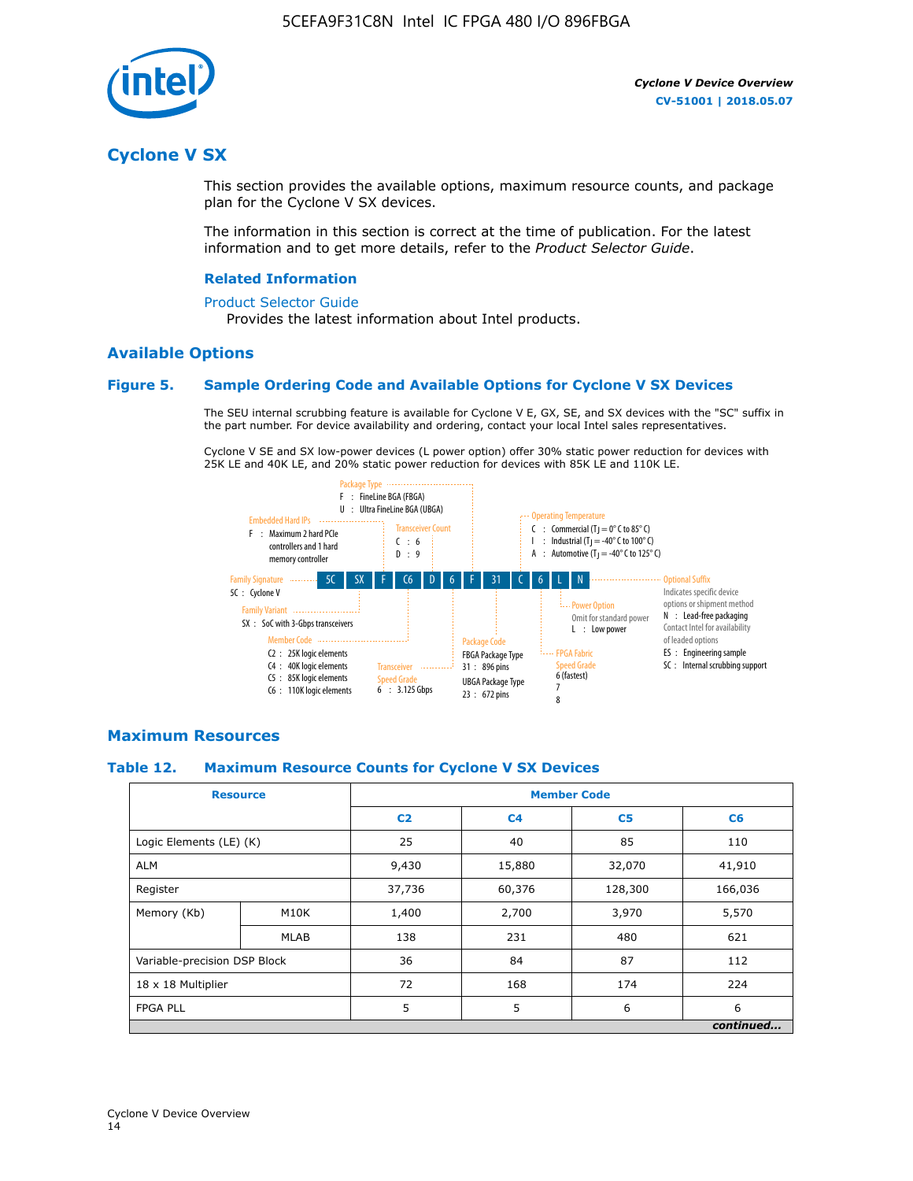# Cyclone V SX

This section provides the available options, maximum resource counts, and package plan for the Cyclone V SX devices.

The information in this section is correct at the time of publication. For the latest information and to get more details, refer to the *Product Selector Guide*.

### Related Information

Product Selector Guide
Provides the latest information about Intel products.

## Available Options

### Figure 5. Sample Ordering Code and Available Options for Cyclone V SX Devices

The SEU internal scrubbing feature is available for Cyclone V E, GX, SE, and SX devices with the "SC" suffix in the part number. For device availability and ordering, contact your local Intel sales representatives.

Cyclone V SE and SX low-power devices (L power option) offer 30% static power reduction for devices with 25K LE and 40K LE, and 20% static power reduction for devices with 85K LE and 110K LE.

Sample ordering code: 5C SX F C6 D 6 F 31 C 6 L N

- **Family Signature**
  - 5C : Cyclone V
- **Family Variant**
  - SX : SoC with 3-Gbps transceivers
- **Embedded Hard IPs**
  - F : Maximum 2 hard PCIe controllers and 1 hard memory controller
- **Member Code**
  - C2 : 25K logic elements
  - C4 : 40K logic elements
  - C5 : 85K logic elements
  - C6 : 110K logic elements
- **Transceiver Count**
  - C : 6
  - D : 9
- **Transceiver Speed Grade**
  - 6 : 3.125 Gbps
- **Package Type**
  - F : FineLine BGA (FBGA)
  - U : Ultra FineLine BGA (UBGA)
- **Package Code**
  - FBGA Package Type
    - 31 : 896 pins
  - UBGA Package Type
    - 23 : 672 pins
- **Operating Temperature**
  - C : Commercial ($T_J$ = 0° C to 85° C)
  - I : Industrial ($T_J$ = -40° C to 100° C)
  - A : Automotive ($T_J$ = -40° C to 125° C)
- **FPGA Fabric Speed Grade**
  - 6 (fastest)
  - 7
  - 8
- **Power Option**
  - Omit for standard power
  - L : Low power
- **Optional Suffix**
  - Indicates specific device options or shipment method
  - N : Lead-free packaging
  - Contact Intel for availability of leaded options
  - ES : Engineering sample
  - SC : Internal scrubbing support

## Maximum Resources

### Table 12. Maximum Resource Counts for Cyclone V SX Devices

| Resource | | Member Code | | | |
|---|---|---|---|---|---|
| | | C2 | C4 | C5 | C6 |
| Logic Elements (LE) (K) | | 25 | 40 | 85 | 110 |
| ALM | | 9,430 | 15,880 | 32,070 | 41,910 |
| Register | | 37,736 | 60,376 | 128,300 | 166,036 |
| Memory (Kb) | M10K | 1,400 | 2,700 | 3,970 | 5,570 |
| | MLAB | 138 | 231 | 480 | 621 |
| Variable-precision DSP Block | | 36 | 84 | 87 | 112 |
| 18 x 18 Multiplier | | 72 | 168 | 174 | 224 |
| FPGA PLL | | 5 | 5 | 6 | 6 |

*continued...*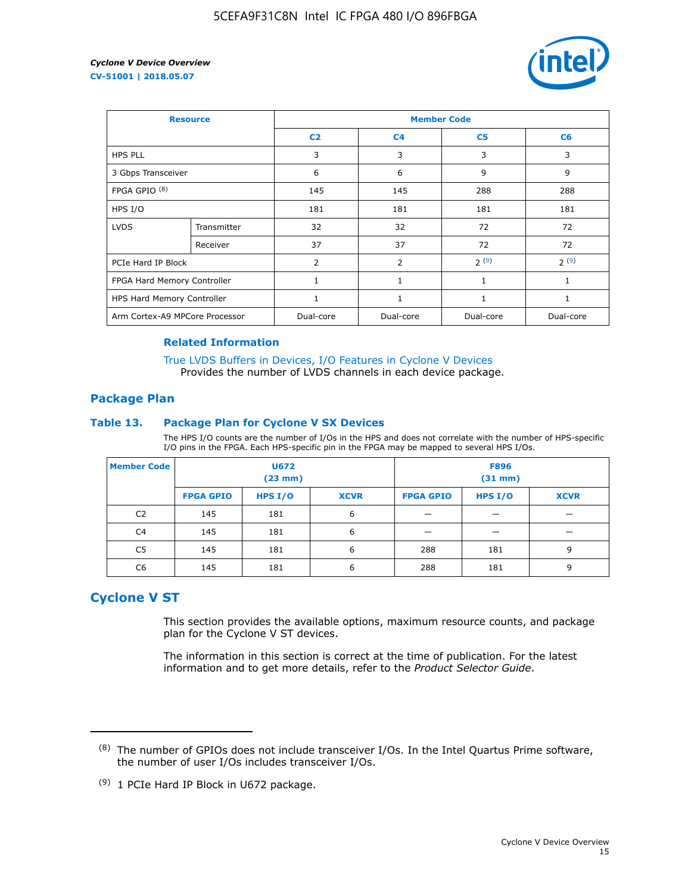| Resource | | Member Code | | | |
|---|---|---|---|---|---|
| | | C2 | C4 | C5 | C6 |
| HPS PLL | | 3 | 3 | 3 | 3 |
| 3 Gbps Transceiver | | 6 | 6 | 9 | 9 |
| FPGA GPIO [(8)] | | 145 | 145 | 288 | 288 |
| HPS I/O | | 181 | 181 | 181 | 181 |
| LVDS | Transmitter | 32 | 32 | 72 | 72 |
| | Receiver | 37 | 37 | 72 | 72 |
| PCIe Hard IP Block | | 2 | 2 | 2 [(9)] | 2 [(9)] |
| FPGA Hard Memory Controller | | 1 | 1 | 1 | 1 |
| HPS Hard Memory Controller | | 1 | 1 | 1 | 1 |
| Arm Cortex-A9 MPCore Processor | | Dual-core | Dual-core | Dual-core | Dual-core |

**Related Information**

True LVDS Buffers in Devices, I/O Features in Cyclone V Devices
Provides the number of LVDS channels in each device package.

## Package Plan

### Table 13. Package Plan for Cyclone V SX Devices

The HPS I/O counts are the number of I/Os in the HPS and does not correlate with the number of HPS-specific I/O pins in the FPGA. Each HPS-specific pin in the FPGA may be mapped to several HPS I/Os.

| Member Code | U672 (23 mm) | | | F896 (31 mm) | | |
|---|---|---|---|---|---|---|
| | FPGA GPIO | HPS I/O | XCVR | FPGA GPIO | HPS I/O | XCVR |
| C2 | 145 | 181 | 6 | — | — | — |
| C4 | 145 | 181 | 6 | — | — | — |
| C5 | 145 | 181 | 6 | 288 | 181 | 9 |
| C6 | 145 | 181 | 6 | 288 | 181 | 9 |

## Cyclone V ST

This section provides the available options, maximum resource counts, and package plan for the Cyclone V ST devices.

The information in this section is correct at the time of publication. For the latest information and to get more details, refer to the *Product Selector Guide*.

---

(8) The number of GPIOs does not include transceiver I/Os. In the Intel Quartus Prime software, the number of user I/Os includes transceiver I/Os.

(9) 1 PCIe Hard IP Block in U672 package.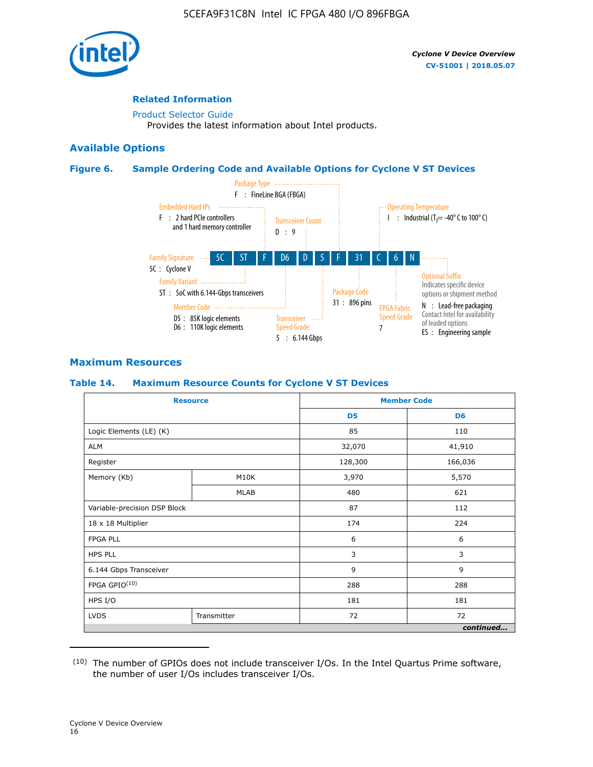### Related Information

Product Selector Guide

Provides the latest information about Intel products.

## Available Options

### Figure 6. Sample Ordering Code and Available Options for Cyclone V ST Devices

5C ST F D6 D 5 F 31 C 6 N

- **Family Signature** — 5C : Cyclone V
- **Family Variant** — ST : SoC with 6.144-Gbps transceivers
- **Embedded Hard IPs** — F : 2 hard PCIe controllers and 1 hard memory controller
- **Member Code** — D5 : 85K logic elements; D6 : 110K logic elements
- **Transceiver Count** — D : 9
- **Transceiver Speed Grade** — 5 : 6.144 Gbps
- **Package Type** — F : FineLine BGA (FBGA)
- **Package Code** — 31 : 896 pins
- **Operating Temperature** — I : Industrial ($T_J$= -40° C to 100° C)
- **FPGA Fabric Speed Grade** — 7
- **Optional Suffix** — Indicates specific device options or shipment method. N : Lead-free packaging. Contact Intel for availability of leaded options. ES : Engineering sample

## Maximum Resources

### Table 14. Maximum Resource Counts for Cyclone V ST Devices

| Resource | | Member Code D5 | Member Code D6 |
|---|---|---|---|
| Logic Elements (LE) (K) | | 85 | 110 |
| ALM | | 32,070 | 41,910 |
| Register | | 128,300 | 166,036 |
| Memory (Kb) | M10K | 3,970 | 5,570 |
| | MLAB | 480 | 621 |
| Variable-precision DSP Block | | 87 | 112 |
| 18 x 18 Multiplier | | 174 | 224 |
| FPGA PLL | | 6 | 6 |
| HPS PLL | | 3 | 3 |
| 6.144 Gbps Transceiver | | 9 | 9 |
| FPGA GPIO[10] | | 288 | 288 |
| HPS I/O | | 181 | 181 |
| LVDS | Transmitter | 72 | 72 |

*continued...*

(10) The number of GPIOs does not include transceiver I/Os. In the Intel Quartus Prime software, the number of user I/Os includes transceiver I/Os.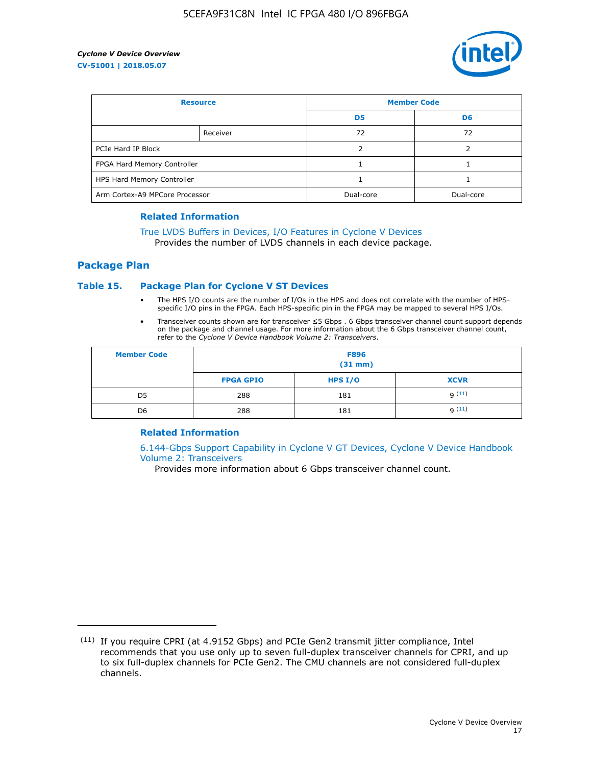| Resource | | Member Code | |
|---|---|---|---|
| | | D5 | D6 |
| | Receiver | 72 | 72 |
| PCIe Hard IP Block | | 2 | 2 |
| FPGA Hard Memory Controller | | 1 | 1 |
| HPS Hard Memory Controller | | 1 | 1 |
| Arm Cortex-A9 MPCore Processor | | Dual-core | Dual-core |

### Related Information

True LVDS Buffers in Devices, I/O Features in Cyclone V Devices
Provides the number of LVDS channels in each device package.

## Package Plan

### Table 15. Package Plan for Cyclone V ST Devices

- The HPS I/O counts are the number of I/Os in the HPS and does not correlate with the number of HPS-specific I/O pins in the FPGA. Each HPS-specific pin in the FPGA may be mapped to several HPS I/Os.
- Transceiver counts shown are for transceiver ≤5 Gbps . 6 Gbps transceiver channel count support depends on the package and channel usage. For more information about the 6 Gbps transceiver channel count, refer to the *Cyclone V Device Handbook Volume 2: Transceivers*.

| Member Code | F896 (31 mm) | | |
|---|---|---|---|
| | FPGA GPIO | HPS I/O | XCVR |
| D5 | 288 | 181 | 9 [11] |
| D6 | 288 | 181 | 9 [11] |

### Related Information

6.144-Gbps Support Capability in Cyclone V GT Devices, Cyclone V Device Handbook Volume 2: Transceivers
Provides more information about 6 Gbps transceiver channel count.

[11] If you require CPRI (at 4.9152 Gbps) and PCIe Gen2 transmit jitter compliance, Intel recommends that you use only up to seven full-duplex transceiver channels for CPRI, and up to six full-duplex channels for PCIe Gen2. The CMU channels are not considered full-duplex channels.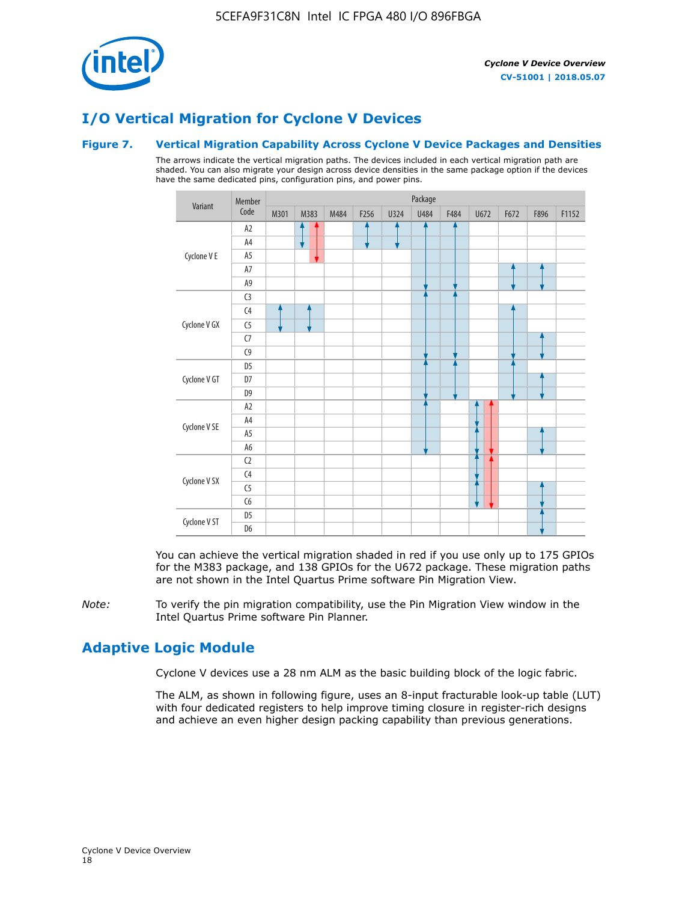## I/O Vertical Migration for Cyclone V Devices

### Figure 7. Vertical Migration Capability Across Cyclone V Device Packages and Densities

The arrows indicate the vertical migration paths. The devices included in each vertical migration path are shaded. You can also migrate your design across device densities in the same package option if the devices have the same dedicated pins, configuration pins, and power pins.

| Variant | Member Code | M301 | M383 | M484 | F256 | U324 | U484 | F484 | U672 | F672 | F896 | F1152 |
|---|---|---|---|---|---|---|---|---|---|---|---|---|
| Cyclone V E | A2 | | | | | | | | | | | |
| | A4 | | | | | | | | | | | |
| | A5 | | | | | | | | | | | |
| | A7 | | | | | | | | | | | |
| | A9 | | | | | | | | | | | |
| Cyclone V GX | C3 | | | | | | | | | | | |
| | C4 | | | | | | | | | | | |
| | C5 | | | | | | | | | | | |
| | C7 | | | | | | | | | | | |
| | C9 | | | | | | | | | | | |
| Cyclone V GT | D5 | | | | | | | | | | | |
| | D7 | | | | | | | | | | | |
| | D9 | | | | | | | | | | | |
| Cyclone V SE | A2 | | | | | | | | | | | |
| | A4 | | | | | | | | | | | |
| | A5 | | | | | | | | | | | |
| | A6 | | | | | | | | | | | |
| Cyclone V SX | C2 | | | | | | | | | | | |
| | C4 | | | | | | | | | | | |
| | C5 | | | | | | | | | | | |
| | C6 | | | | | | | | | | | |
| Cyclone V ST | D5 | | | | | | | | | | | |
| | D6 | | | | | | | | | | | |

You can achieve the vertical migration shaded in red if you use only up to 175 GPIOs for the M383 package, and 138 GPIOs for the U672 package. These migration paths are not shown in the Intel Quartus Prime software Pin Migration View.

*Note:* To verify the pin migration compatibility, use the Pin Migration View window in the Intel Quartus Prime software Pin Planner.

## Adaptive Logic Module

Cyclone V devices use a 28 nm ALM as the basic building block of the logic fabric.

The ALM, as shown in following figure, uses an 8-input fracturable look-up table (LUT) with four dedicated registers to help improve timing closure in register-rich designs and achieve an even higher design packing capability than previous generations.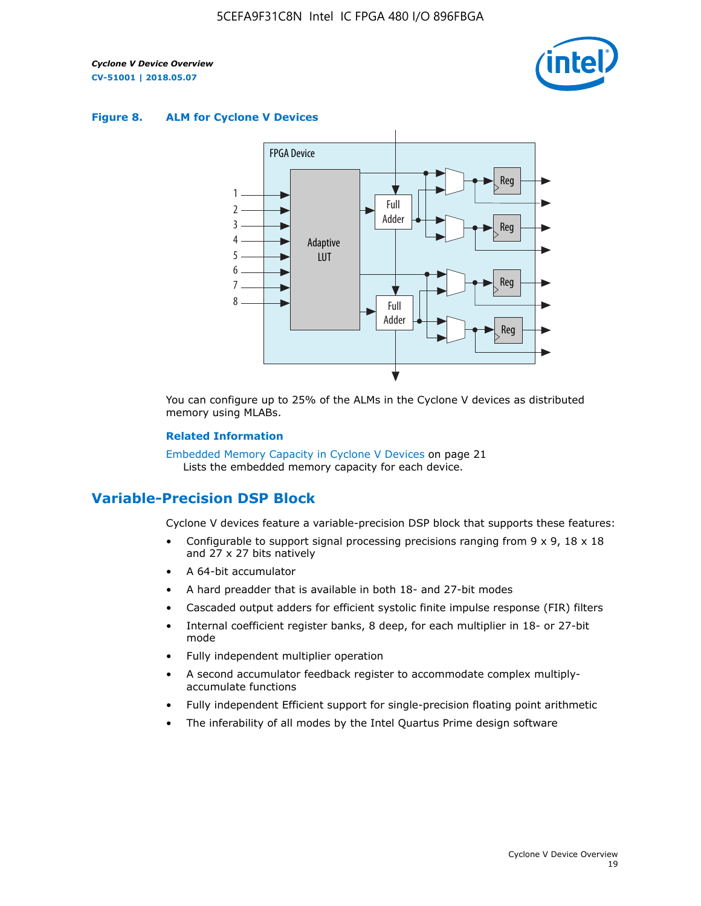**Figure 8. ALM for Cycline V Devices**

You can configure up to 25% of the ALMs in the Cyclone V devices as distributed memory using MLABs.

**Related Information**

Embedded Memory Capacity in Cyclone V Devices on page 21
Lists the embedded memory capacity for each device.

## Variable-Precision DSP Block

Cyclone V devices feature a variable-precision DSP block that supports these features:

- Configurable to support signal processing precisions ranging from 9 x 9, 18 x 18 and 27 x 27 bits natively
- A 64-bit accumulator
- A hard preadder that is available in both 18- and 27-bit modes
- Cascaded output adders for efficient systolic finite impulse response (FIR) filters
- Internal coefficient register banks, 8 deep, for each multiplier in 18- or 27-bit mode
- Fully independent multiplier operation
- A second accumulator feedback register to accommodate complex multiply-accumulate functions
- Fully independent Efficient support for single-precision floating point arithmetic
- The inferability of all modes by the Intel Quartus Prime design software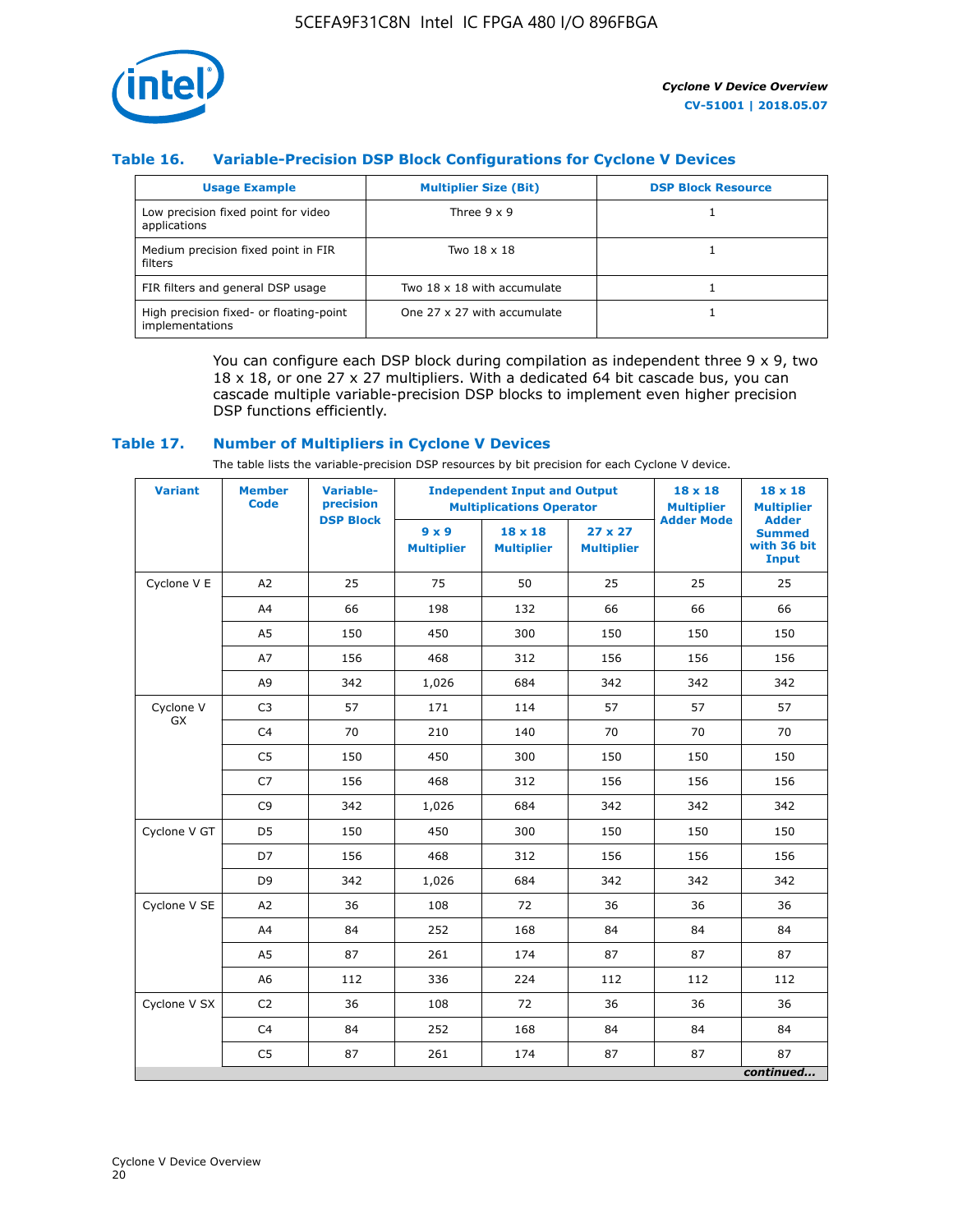### Table 16. Variable-Precision DSP Block Configurations for Cyclone V Devices

| Usage Example | Multiplier Size (Bit) | DSP Block Resource |
|---|---|---|
| Low precision fixed point for video applications | Three 9 x 9 | 1 |
| Medium precision fixed point in FIR filters | Two 18 x 18 | 1 |
| FIR filters and general DSP usage | Two 18 x 18 with accumulate | 1 |
| High precision fixed- or floating-point implementations | One 27 x 27 with accumulate | 1 |

You can configure each DSP block during compilation as independent three 9 x 9, two 18 x 18, or one 27 x 27 multipliers. With a dedicated 64 bit cascade bus, you can cascade multiple variable-precision DSP blocks to implement even higher precision DSP functions efficiently.

### Table 17. Number of Multipliers in Cyclone V Devices

The table lists the variable-precision DSP resources by bit precision for each Cyclone V device.

| Variant | Member Code | Variable-precision DSP Block | Independent Input and Output Multiplications Operator | | | 18 x 18 Multiplier Adder Mode | 18 x 18 Multiplier Adder Summed with 36 bit Input |
|---|---|---|---|---|---|---|---|
| | | | 9 x 9 Multiplier | 18 x 18 Multiplier | 27 x 27 Multiplier | | |
| Cyclone V E | A2 | 25 | 75 | 50 | 25 | 25 | 25 |
| | A4 | 66 | 198 | 132 | 66 | 66 | 66 |
| | A5 | 150 | 450 | 300 | 150 | 150 | 150 |
| | A7 | 156 | 468 | 312 | 156 | 156 | 156 |
| | A9 | 342 | 1,026 | 684 | 342 | 342 | 342 |
| Cyclone V GX | C3 | 57 | 171 | 114 | 57 | 57 | 57 |
| | C4 | 70 | 210 | 140 | 70 | 70 | 70 |
| | C5 | 150 | 450 | 300 | 150 | 150 | 150 |
| | C7 | 156 | 468 | 312 | 156 | 156 | 156 |
| | C9 | 342 | 1,026 | 684 | 342 | 342 | 342 |
| Cyclone V GT | D5 | 150 | 450 | 300 | 150 | 150 | 150 |
| | D7 | 156 | 468 | 312 | 156 | 156 | 156 |
| | D9 | 342 | 1,026 | 684 | 342 | 342 | 342 |
| Cyclone V SE | A2 | 36 | 108 | 72 | 36 | 36 | 36 |
| | A4 | 84 | 252 | 168 | 84 | 84 | 84 |
| | A5 | 87 | 261 | 174 | 87 | 87 | 87 |
| | A6 | 112 | 336 | 224 | 112 | 112 | 112 |
| Cyclone V SX | C2 | 36 | 108 | 72 | 36 | 36 | 36 |
| | C4 | 84 | 252 | 168 | 84 | 84 | 84 |
| | C5 | 87 | 261 | 174 | 87 | 87 | 87 |

*continued...*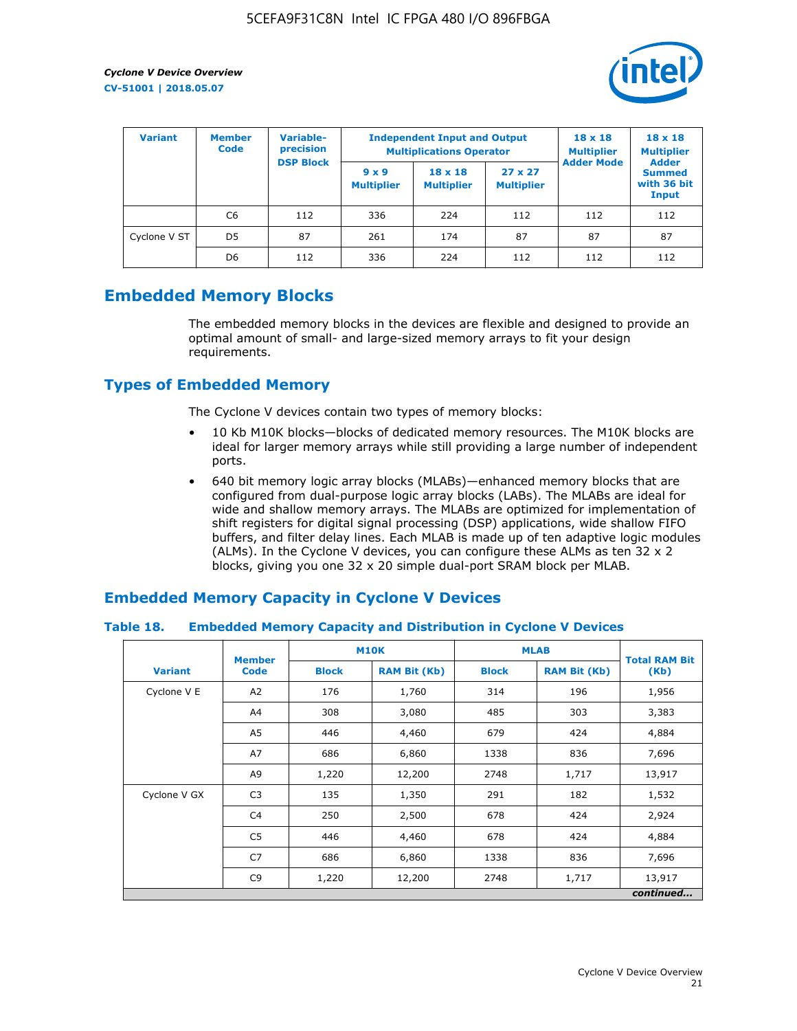| Variant | Member Code | Variable-precision DSP Block | Independent Input and Output Multiplications Operator | | | 18 x 18 Multiplier Adder Mode | 18 x 18 Multiplier Adder Summed with 36 bit Input |
|---|---|---|---|---|---|---|---|
| | | | 9 x 9 Multiplier | 18 x 18 Multiplier | 27 x 27 Multiplier | | |
| | C6 | 112 | 336 | 224 | 112 | 112 | 112 |
| Cyclone V ST | D5 | 87 | 261 | 174 | 87 | 87 | 87 |
| | D6 | 112 | 336 | 224 | 112 | 112 | 112 |

## Embedded Memory Blocks

The embedded memory blocks in the devices are flexible and designed to provide an optimal amount of small- and large-sized memory arrays to fit your design requirements.

## Types of Embedded Memory

The Cyclone V devices contain two types of memory blocks:

- 10 Kb M10K blocks—blocks of dedicated memory resources. The M10K blocks are ideal for larger memory arrays while still providing a large number of independent ports.
- 640 bit memory logic array blocks (MLABs)—enhanced memory blocks that are configured from dual-purpose logic array blocks (LABs). The MLABs are ideal for wide and shallow memory arrays. The MLABs are optimized for implementation of shift registers for digital signal processing (DSP) applications, wide shallow FIFO buffers, and filter delay lines. Each MLAB is made up of ten adaptive logic modules (ALMs). In the Cyclone V devices, you can configure these ALMs as ten 32 x 2 blocks, giving you one 32 x 20 simple dual-port SRAM block per MLAB.

## Embedded Memory Capacity in Cyclone V Devices

**Table 18. Embedded Memory Capacity and Distribution in Cyclone V Devices**

| Variant | Member Code | M10K | | MLAB | | Total RAM Bit (Kb) |
|---|---|---|---|---|---|---|
| | | Block | RAM Bit (Kb) | Block | RAM Bit (Kb) | |
| Cyclone V E | A2 | 176 | 1,760 | 314 | 196 | 1,956 |
| | A4 | 308 | 3,080 | 485 | 303 | 3,383 |
| | A5 | 446 | 4,460 | 679 | 424 | 4,884 |
| | A7 | 686 | 6,860 | 1338 | 836 | 7,696 |
| | A9 | 1,220 | 12,200 | 2748 | 1,717 | 13,917 |
| Cyclone V GX | C3 | 135 | 1,350 | 291 | 182 | 1,532 |
| | C4 | 250 | 2,500 | 678 | 424 | 2,924 |
| | C5 | 446 | 4,460 | 678 | 424 | 4,884 |
| | C7 | 686 | 6,860 | 1338 | 836 | 7,696 |
| | C9 | 1,220 | 12,200 | 2748 | 1,717 | 13,917 |

*continued...*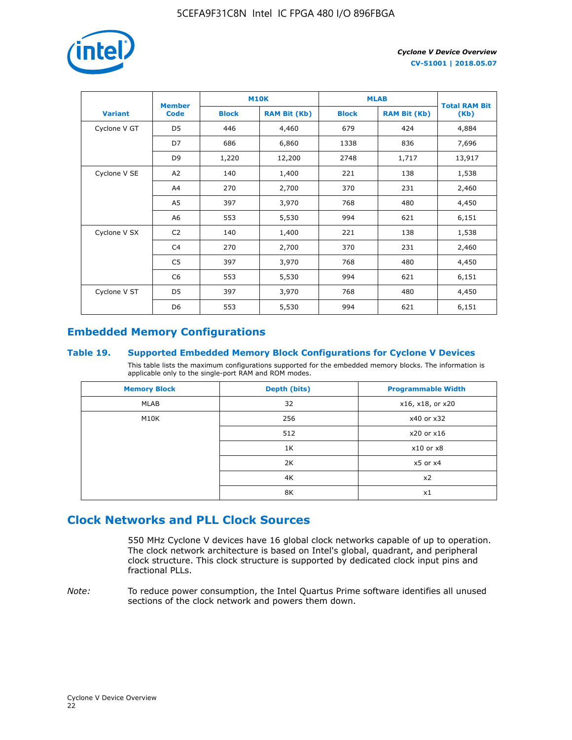| Variant | Member Code | M10K | | MLAB | | Total RAM Bit (Kb) |
|---|---|---|---|---|---|---|
| | | Block | RAM Bit (Kb) | Block | RAM Bit (Kb) | |
| Cyclone V GT | D5 | 446 | 4,460 | 679 | 424 | 4,884 |
| | D7 | 686 | 6,860 | 1338 | 836 | 7,696 |
| | D9 | 1,220 | 12,200 | 2748 | 1,717 | 13,917 |
| Cyclone V SE | A2 | 140 | 1,400 | 221 | 138 | 1,538 |
| | A4 | 270 | 2,700 | 370 | 231 | 2,460 |
| | A5 | 397 | 3,970 | 768 | 480 | 4,450 |
| | A6 | 553 | 5,530 | 994 | 621 | 6,151 |
| Cyclone V SX | C2 | 140 | 1,400 | 221 | 138 | 1,538 |
| | C4 | 270 | 2,700 | 370 | 231 | 2,460 |
| | C5 | 397 | 3,970 | 768 | 480 | 4,450 |
| | C6 | 553 | 5,530 | 994 | 621 | 6,151 |
| Cyclone V ST | D5 | 397 | 3,970 | 768 | 480 | 4,450 |
| | D6 | 553 | 5,530 | 994 | 621 | 6,151 |

## Embedded Memory Configurations

### Table 19. Supported Embedded Memory Block Configurations for Cyclone V Devices

This table lists the maximum configurations supported for the embedded memory blocks. The information is applicable only to the single-port RAM and ROM modes.

| Memory Block | Depth (bits) | Programmable Width |
|---|---|---|
| MLAB | 32 | x16, x18, or x20 |
| M10K | 256 | x40 or x32 |
| | 512 | x20 or x16 |
| | 1K | x10 or x8 |
| | 2K | x5 or x4 |
| | 4K | x2 |
| | 8K | x1 |

## Clock Networks and PLL Clock Sources

550 MHz Cyclone V devices have 16 global clock networks capable of up to operation. The clock network architecture is based on Intel's global, quadrant, and peripheral clock structure. This clock structure is supported by dedicated clock input pins and fractional PLLs.

*Note:* To reduce power consumption, the Intel Quartus Prime software identifies all unused sections of the clock network and powers them down.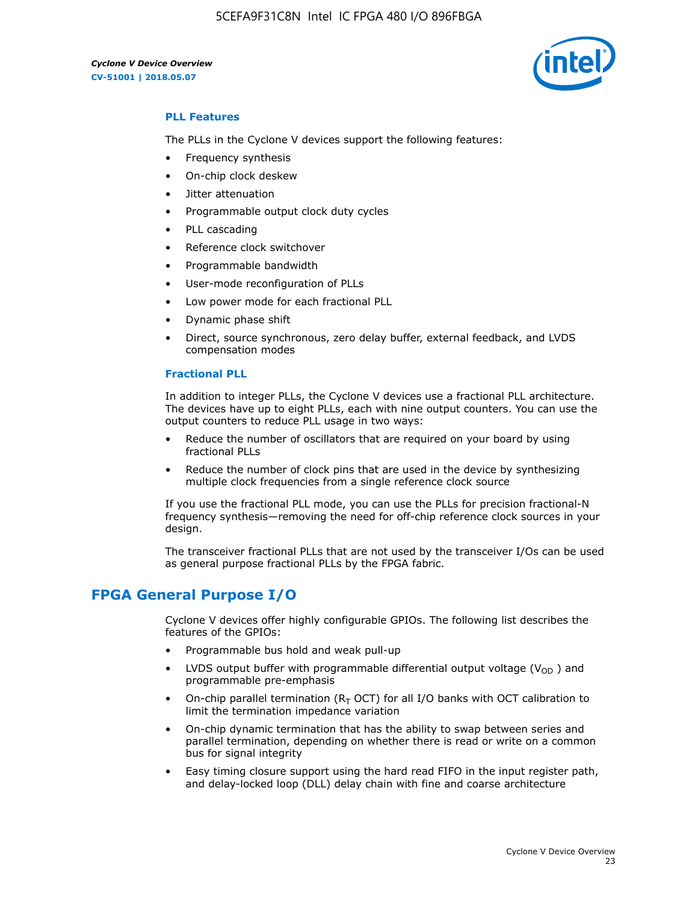### PLL Features

The PLLs in the Cyclone V devices support the following features:

- Frequency synthesis
- On-chip clock deskew
- Jitter attenuation
- Programmable output clock duty cycles
- PLL cascading
- Reference clock switchover
- Programmable bandwidth
- User-mode reconfiguration of PLLs
- Low power mode for each fractional PLL
- Dynamic phase shift
- Direct, source synchronous, zero delay buffer, external feedback, and LVDS compensation modes

### Fractional PLL

In addition to integer PLLs, the Cyclone V devices use a fractional PLL architecture. The devices have up to eight PLLs, each with nine output counters. You can use the output counters to reduce PLL usage in two ways:

- Reduce the number of oscillators that are required on your board by using fractional PLLs
- Reduce the number of clock pins that are used in the device by synthesizing multiple clock frequencies from a single reference clock source

If you use the fractional PLL mode, you can use the PLLs for precision fractional-N frequency synthesis—removing the need for off-chip reference clock sources in your design.

The transceiver fractional PLLs that are not used by the transceiver I/Os can be used as general purpose fractional PLLs by the FPGA fabric.

## FPGA General Purpose I/O

Cyclone V devices offer highly configurable GPIOs. The following list describes the features of the GPIOs:

- Programmable bus hold and weak pull-up
- LVDS output buffer with programmable differential output voltage ($V_{OD}$) and programmable pre-emphasis
- On-chip parallel termination ($R_T$ OCT) for all I/O banks with OCT calibration to limit the termination impedance variation
- On-chip dynamic termination that has the ability to swap between series and parallel termination, depending on whether there is read or write on a common bus for signal integrity
- Easy timing closure support using the hard read FIFO in the input register path, and delay-locked loop (DLL) delay chain with fine and coarse architecture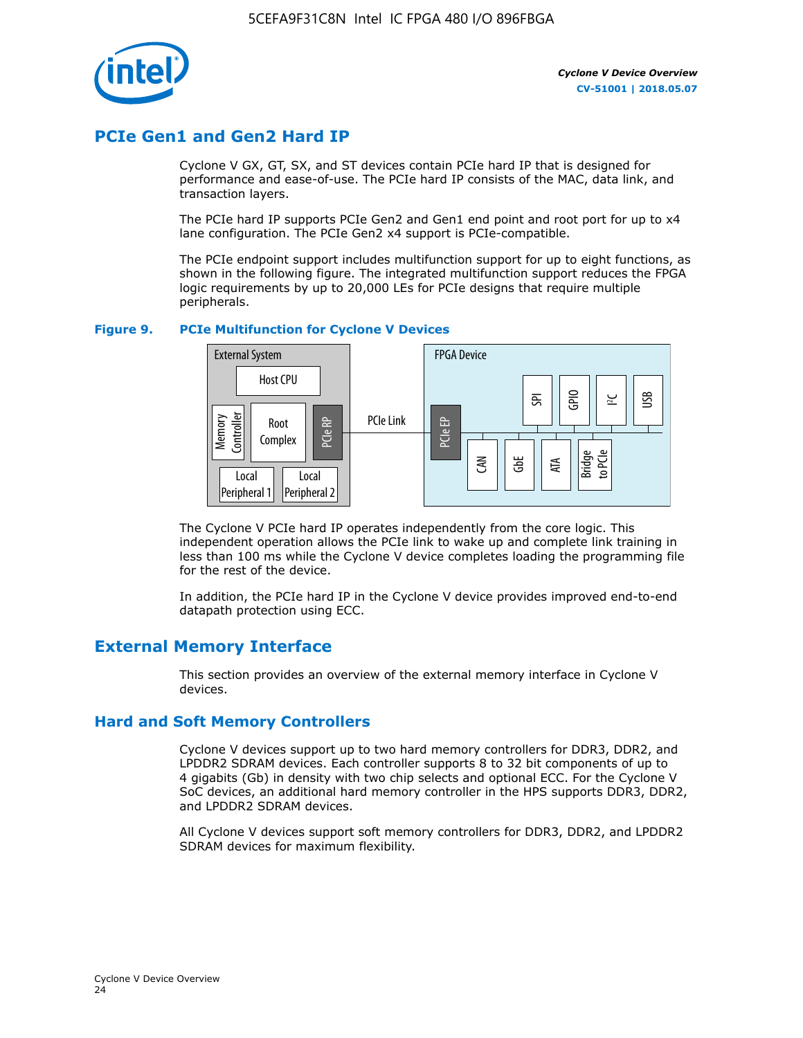## PCIe Gen1 and Gen2 Hard IP

Cyclone V GX, GT, SX, and ST devices contain PCIe hard IP that is designed for performance and ease-of-use. The PCIe hard IP consists of the MAC, data link, and transaction layers.

The PCIe hard IP supports PCIe Gen2 and Gen1 end point and root port for up to x4 lane configuration. The PCIe Gen2 x4 support is PCIe-compatible.

The PCIe endpoint support includes multifunction support for up to eight functions, as shown in the following figure. The integrated multifunction support reduces the FPGA logic requirements by up to 20,000 LEs for PCIe designs that require multiple peripherals.

**Figure 9. PCIe Multifunction for Cyclone V Devices**

The Cyclone V PCIe hard IP operates independently from the core logic. This independent operation allows the PCIe link to wake up and complete link training in less than 100 ms while the Cyclone V device completes loading the programming file for the rest of the device.

In addition, the PCIe hard IP in the Cyclone V device provides improved end-to-end datapath protection using ECC.

## External Memory Interface

This section provides an overview of the external memory interface in Cyclone V devices.

### Hard and Soft Memory Controllers

Cyclone V devices support up to two hard memory controllers for DDR3, DDR2, and LPDDR2 SDRAM devices. Each controller supports 8 to 32 bit components of up to 4 gigabits (Gb) in density with two chip selects and optional ECC. For the Cyclone V SoC devices, an additional hard memory controller in the HPS supports DDR3, DDR2, and LPDDR2 SDRAM devices.

All Cyclone V devices support soft memory controllers for DDR3, DDR2, and LPDDR2 SDRAM devices for maximum flexibility.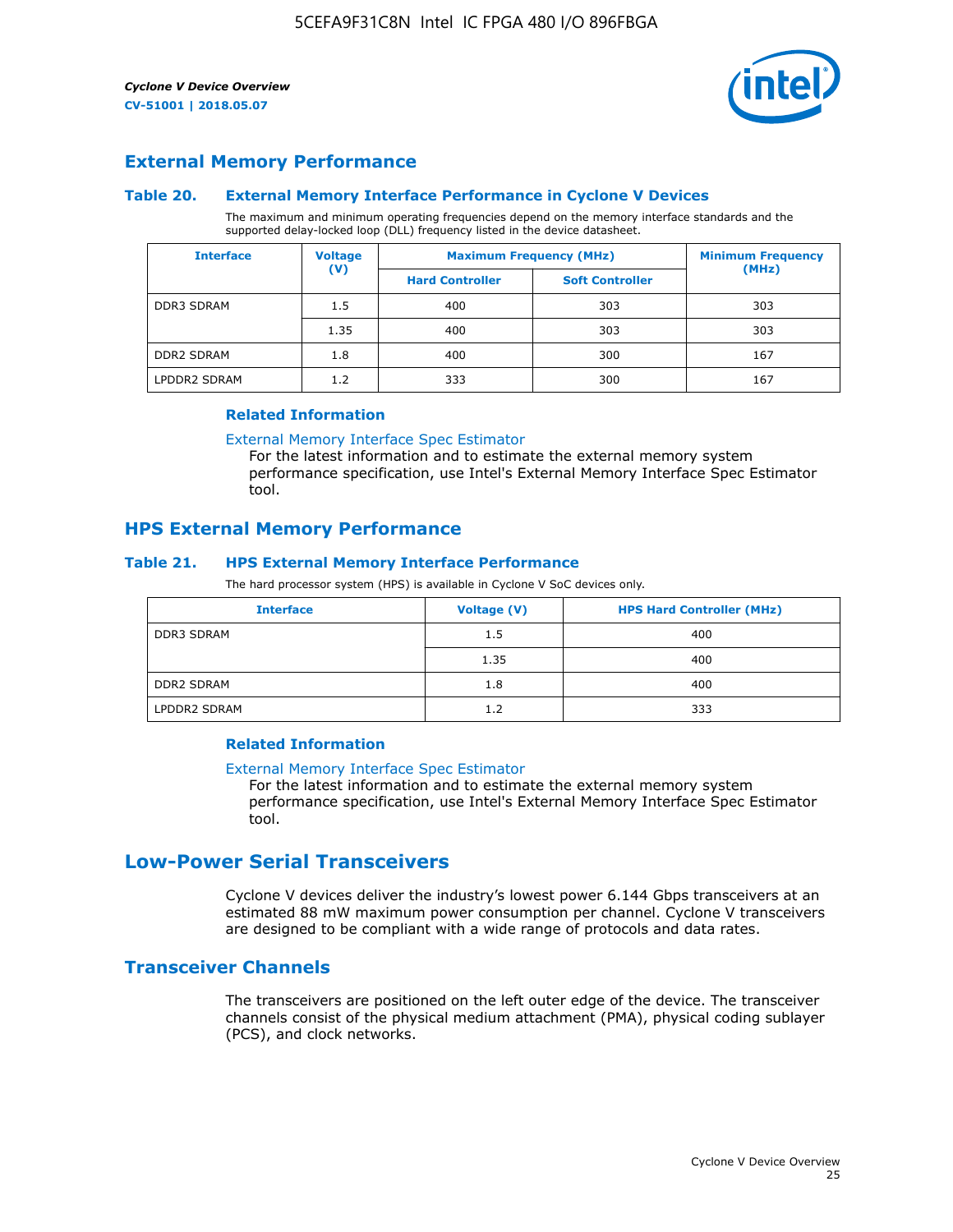## External Memory Performance

### Table 20. External Memory Interface Performance in Cyclone V Devices

The maximum and minimum operating frequencies depend on the memory interface standards and the supported delay-locked loop (DLL) frequency listed in the device datasheet.

| Interface | Voltage (V) | Maximum Frequency (MHz) | | Minimum Frequency (MHz) |
|---|---|---|---|---|
| | | Hard Controller | Soft Controller | |
| DDR3 SDRAM | 1.5 | 400 | 303 | 303 |
| | 1.35 | 400 | 303 | 303 |
| DDR2 SDRAM | 1.8 | 400 | 300 | 167 |
| LPDDR2 SDRAM | 1.2 | 333 | 300 | 167 |

#### Related Information

External Memory Interface Spec Estimator
For the latest information and to estimate the external memory system performance specification, use Intel's External Memory Interface Spec Estimator tool.

## HPS External Memory Performance

### Table 21. HPS External Memory Interface Performance

The hard processor system (HPS) is available in Cyclone V SoC devices only.

| Interface | Voltage (V) | HPS Hard Controller (MHz) |
|---|---|---|
| DDR3 SDRAM | 1.5 | 400 |
| | 1.35 | 400 |
| DDR2 SDRAM | 1.8 | 400 |
| LPDDR2 SDRAM | 1.2 | 333 |

#### Related Information

External Memory Interface Spec Estimator
For the latest information and to estimate the external memory system performance specification, use Intel's External Memory Interface Spec Estimator tool.

# Low-Power Serial Transceivers

Cyclone V devices deliver the industry's lowest power 6.144 Gbps transceivers at an estimated 88 mW maximum power consumption per channel. Cyclone V transceivers are designed to be compliant with a wide range of protocols and data rates.

## Transceiver Channels

The transceivers are positioned on the left outer edge of the device. The transceiver channels consist of the physical medium attachment (PMA), physical coding sublayer (PCS), and clock networks.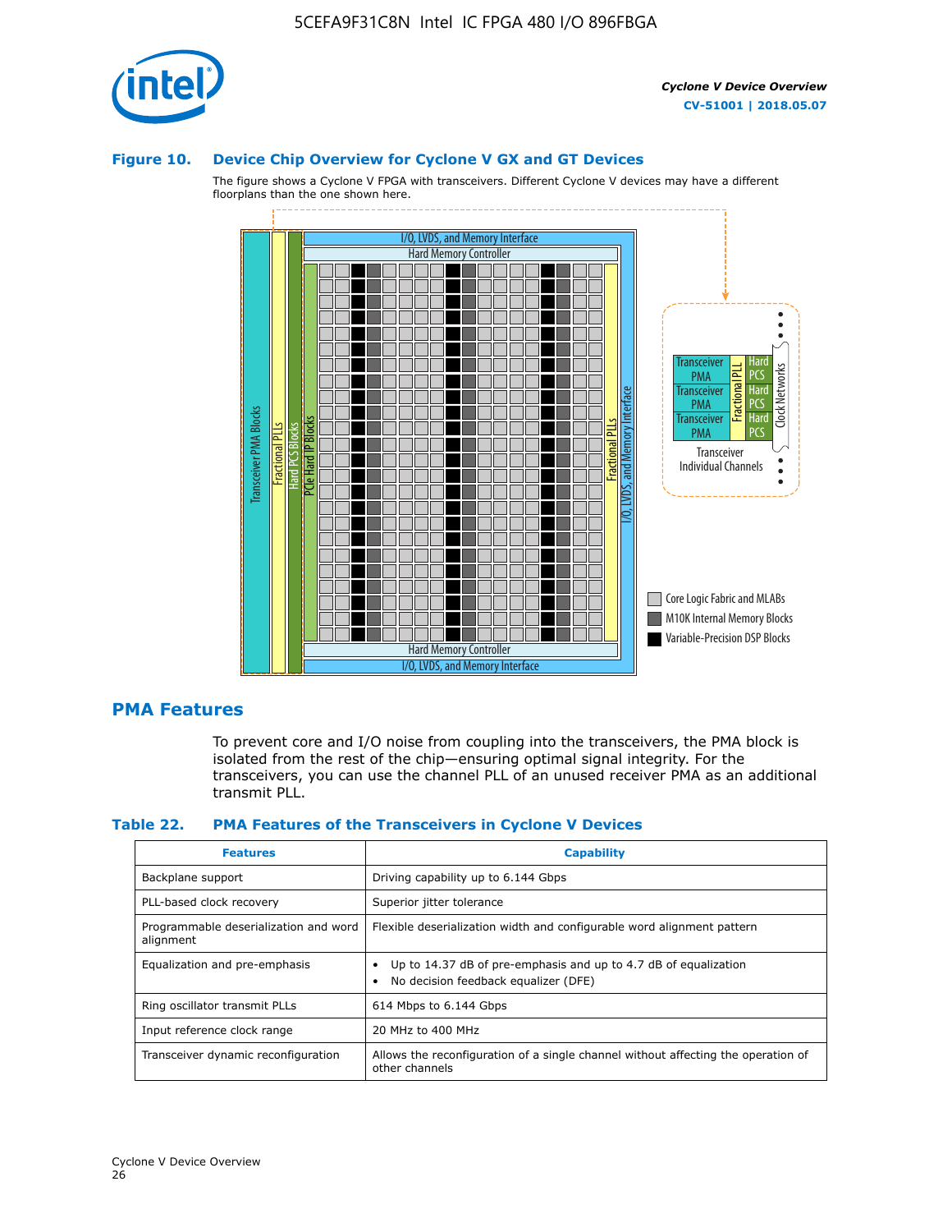### Figure 10. Device Chip Overview for Cyclone V GX and GT Devices

The figure shows a Cyclone V FPGA with transceivers. Different Cyclone V devices may have a different floorplans than the one shown here.

## PMA Features

To prevent core and I/O noise from coupling into the transceivers, the PMA block is isolated from the rest of the chip—ensuring optimal signal integrity. For the transceivers, you can use the channel PLL of an unused receiver PMA as an additional transmit PLL.

### Table 22. PMA Features of the Transceivers in Cyclone V Devices

| Features | Capability |
| --- | --- |
| Backplane support | Driving capability up to 6.144 Gbps |
| PLL-based clock recovery | Superior jitter tolerance |
| Programmable deserialization and word alignment | Flexible deserialization width and configurable word alignment pattern |
| Equalization and pre-emphasis | • Up to 14.37 dB of pre-emphasis and up to 4.7 dB of equalization<br>• No decision feedback equalizer (DFE) |
| Ring oscillator transmit PLLs | 614 Mbps to 6.144 Gbps |
| Input reference clock range | 20 MHz to 400 MHz |
| Transceiver dynamic reconfiguration | Allows the reconfiguration of a single channel without affecting the operation of other channels |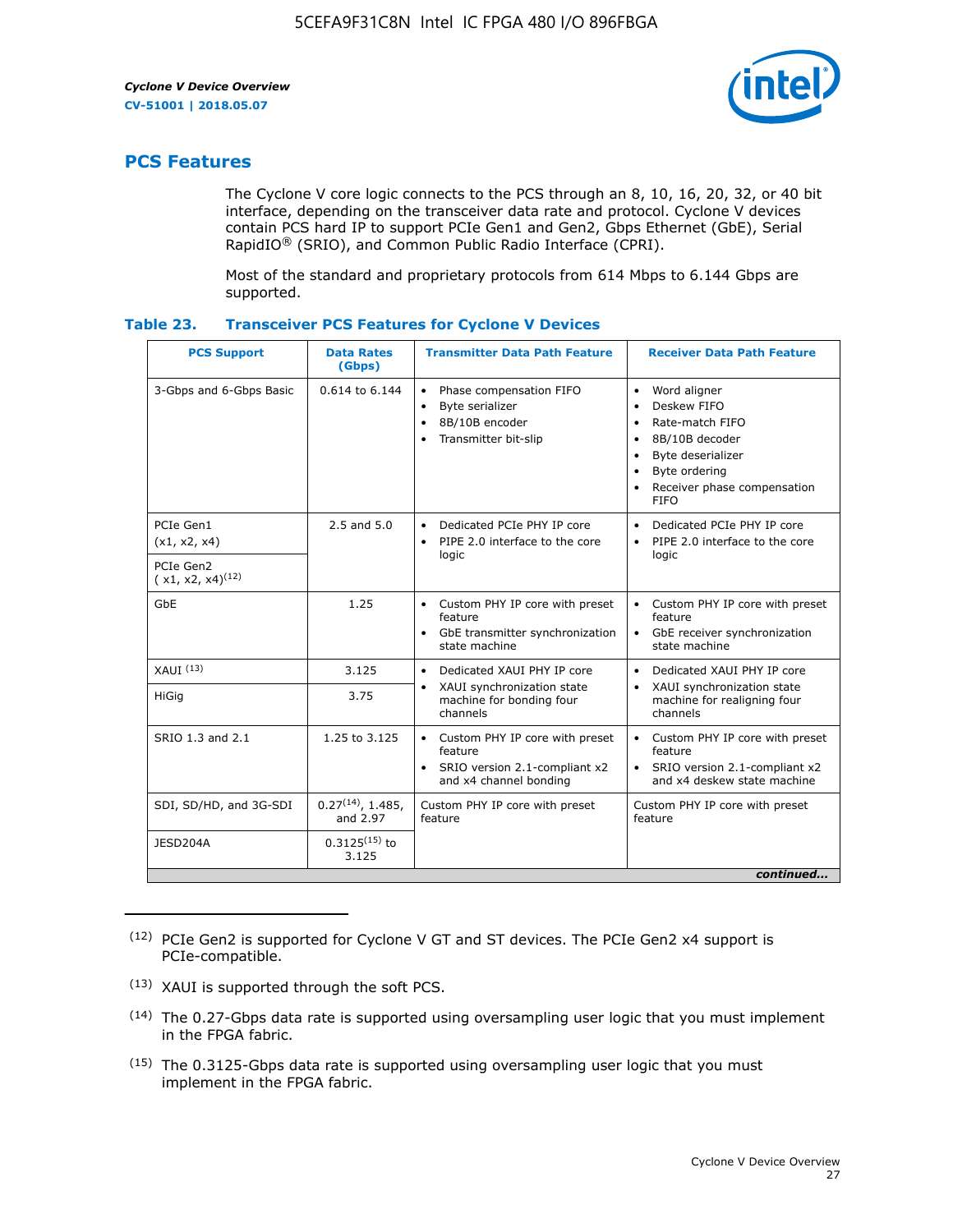## PCS Features

The Cyclone V core logic connects to the PCS through an 8, 10, 16, 20, 32, or 40 bit interface, depending on the transceiver data rate and protocol. Cyclone V devices contain PCS hard IP to support PCIe Gen1 and Gen2, Gbps Ethernet (GbE), Serial RapidIO® (SRIO), and Common Public Radio Interface (CPRI).

Most of the standard and proprietary protocols from 614 Mbps to 6.144 Gbps are supported.

**Table 23. Transceiver PCS Features for Cyclone V Devices**

| PCS Support | Data Rates (Gbps) | Transmitter Data Path Feature | Receiver Data Path Feature |
|---|---|---|---|
| 3-Gbps and 6-Gbps Basic | 0.614 to 6.144 | • Phase compensation FIFO<br>• Byte serializer<br>• 8B/10B encoder<br>• Transmitter bit-slip | • Word aligner<br>• Deskew FIFO<br>• Rate-match FIFO<br>• 8B/10B decoder<br>• Byte deserializer<br>• Byte ordering<br>• Receiver phase compensation FIFO |
| PCIe Gen1 (x1, x2, x4) | 2.5 and 5.0 | • Dedicated PCIe PHY IP core<br>• PIPE 2.0 interface to the core logic | • Dedicated PCIe PHY IP core<br>• PIPE 2.0 interface to the core logic |
| PCIe Gen2 ( x1, x2, x4)(12) | | | |
| GbE | 1.25 | • Custom PHY IP core with preset feature<br>• GbE transmitter synchronization state machine | • Custom PHY IP core with preset feature<br>• GbE receiver synchronization state machine |
| XAUI (13) | 3.125 | • Dedicated XAUI PHY IP core<br>• XAUI synchronization state machine for bonding four channels | • Dedicated XAUI PHY IP core<br>• XAUI synchronization state machine for realigning four channels |
| HiGig | 3.75 | | |
| SRIO 1.3 and 2.1 | 1.25 to 3.125 | • Custom PHY IP core with preset feature<br>• SRIO version 2.1-compliant x2 and x4 channel bonding | • Custom PHY IP core with preset feature<br>• SRIO version 2.1-compliant x2 and x4 deskew state machine |
| SDI, SD/HD, and 3G-SDI | 0.27(14), 1.485, and 2.97 | Custom PHY IP core with preset feature | Custom PHY IP core with preset feature |
| JESD204A | 0.3125(15) to 3.125 | | |

*continued...*

(12) PCIe Gen2 is supported for Cyclone V GT and ST devices. The PCIe Gen2 x4 support is PCIe-compatible.

(13) XAUI is supported through the soft PCS.

(14) The 0.27-Gbps data rate is supported using oversampling user logic that you must implement in the FPGA fabric.

(15) The 0.3125-Gbps data rate is supported using oversampling user logic that you must implement in the FPGA fabric.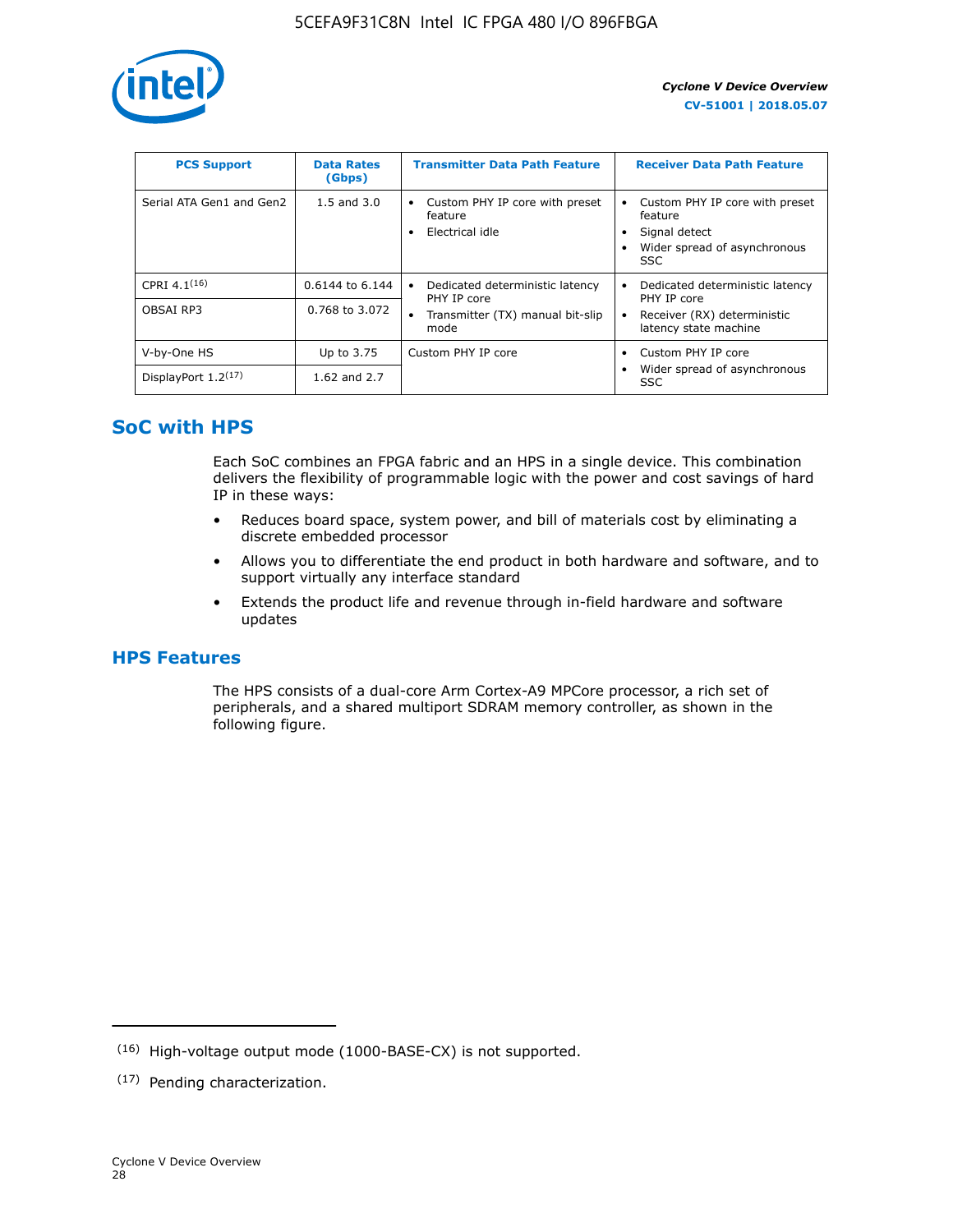| PCS Support | Data Rates (Gbps) | Transmitter Data Path Feature | Receiver Data Path Feature |
|---|---|---|---|
| Serial ATA Gen1 and Gen2 | 1.5 and 3.0 | • Custom PHY IP core with preset feature<br>• Electrical idle | • Custom PHY IP core with preset feature<br>• Signal detect<br>• Wider spread of asynchronous SSC |
| CPRI 4.1[16] | 0.6144 to 6.144 | • Dedicated deterministic latency PHY IP core<br>• Transmitter (TX) manual bit-slip mode | • Dedicated deterministic latency PHY IP core<br>• Receiver (RX) deterministic latency state machine |
| OBSAI RP3 | 0.768 to 3.072 | | |
| V-by-One HS | Up to 3.75 | Custom PHY IP core | • Custom PHY IP core<br>• Wider spread of asynchronous SSC |
| DisplayPort 1.2[17] | 1.62 and 2.7 | | |

## SoC with HPS

Each SoC combines an FPGA fabric and an HPS in a single device. This combination delivers the flexibility of programmable logic with the power and cost savings of hard IP in these ways:

- Reduces board space, system power, and bill of materials cost by eliminating a discrete embedded processor
- Allows you to differentiate the end product in both hardware and software, and to support virtually any interface standard
- Extends the product life and revenue through in-field hardware and software updates

## HPS Features

The HPS consists of a dual-core Arm Cortex-A9 MPCore processor, a rich set of peripherals, and a shared multiport SDRAM memory controller, as shown in the following figure.

(16) High-voltage output mode (1000-BASE-CX) is not supported.

(17) Pending characterization.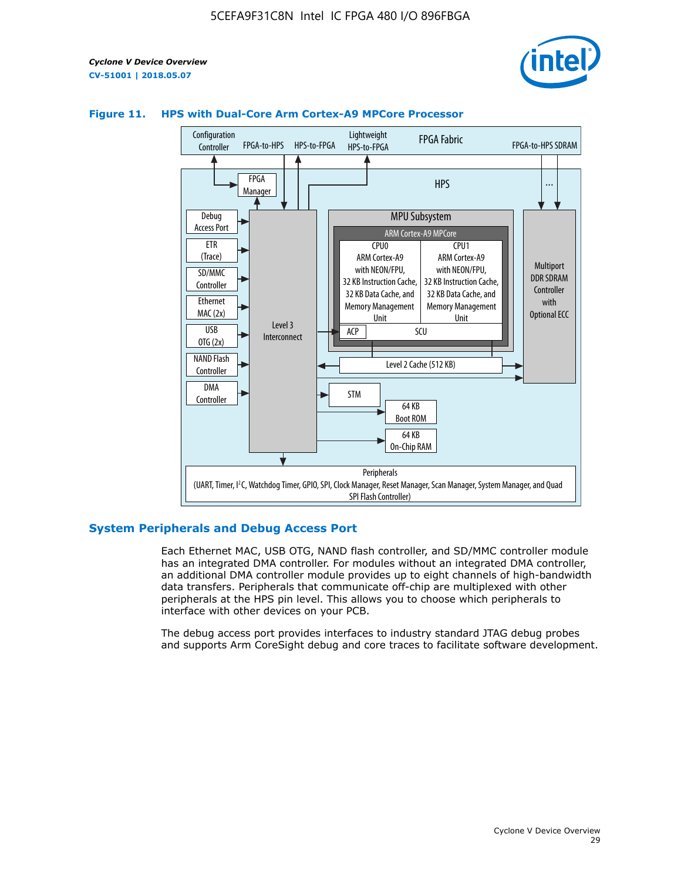**Figure 11. HPS with Dual-Core Arm Cortex-A9 MPCore Processor**

## System Peripherals and Debug Access Port

Each Ethernet MAC, USB OTG, NAND flash controller, and SD/MMC controller module has an integrated DMA controller. For modules without an integrated DMA controller, an additional DMA controller module provides up to eight channels of high-bandwidth data transfers. Peripherals that communicate off-chip are multiplexed with other peripherals at the HPS pin level. This allows you to choose which peripherals to interface with other devices on your PCB.

The debug access port provides interfaces to industry standard JTAG debug probes and supports Arm CoreSight debug and core traces to facilitate software development.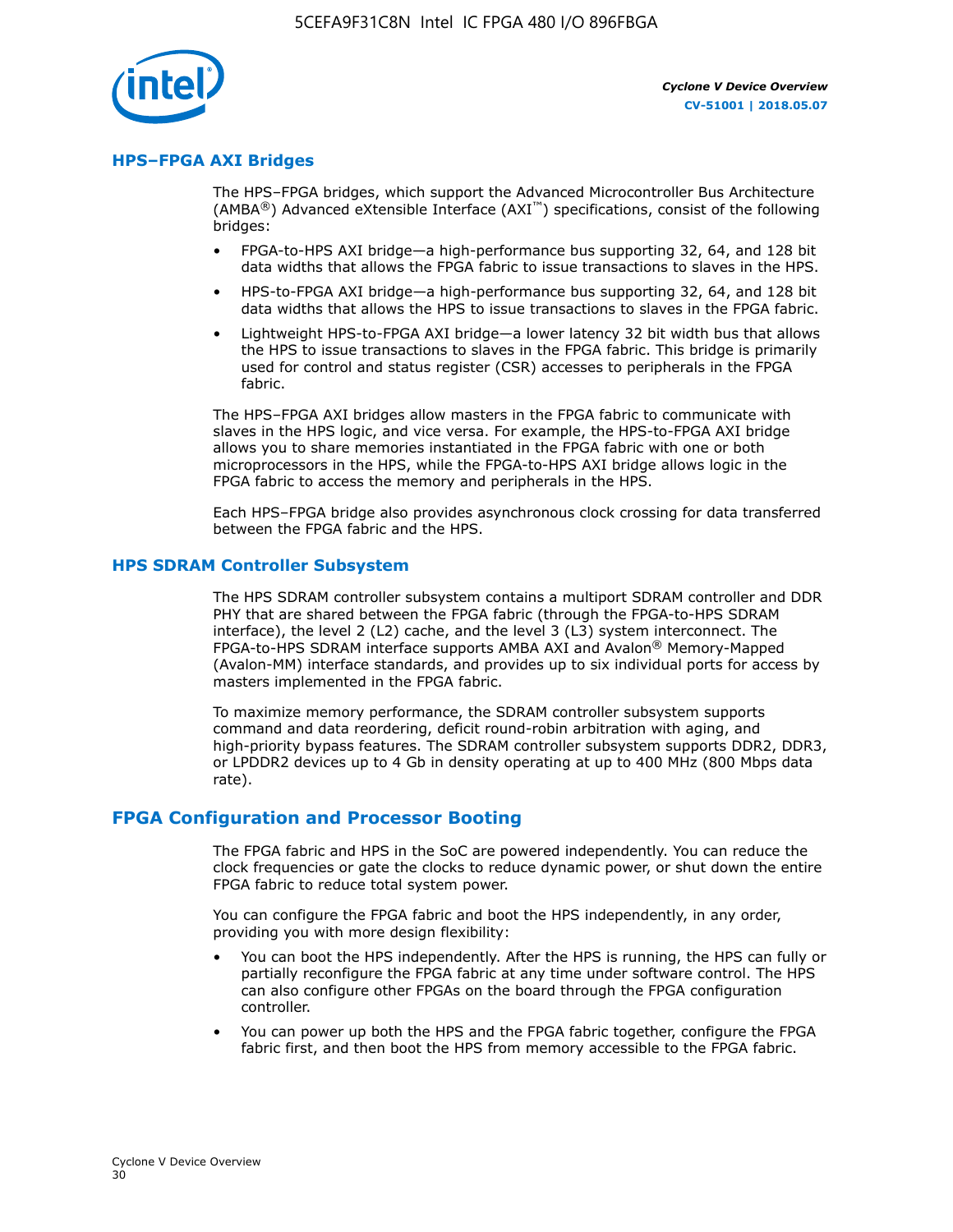## HPS–FPGA AXI Bridges

The HPS–FPGA bridges, which support the Advanced Microcontroller Bus Architecture (AMBA®) Advanced eXtensible Interface (AXI™) specifications, consist of the following bridges:

- FPGA-to-HPS AXI bridge—a high-performance bus supporting 32, 64, and 128 bit data widths that allows the FPGA fabric to issue transactions to slaves in the HPS.
- HPS-to-FPGA AXI bridge—a high-performance bus supporting 32, 64, and 128 bit data widths that allows the HPS to issue transactions to slaves in the FPGA fabric.
- Lightweight HPS-to-FPGA AXI bridge—a lower latency 32 bit width bus that allows the HPS to issue transactions to slaves in the FPGA fabric. This bridge is primarily used for control and status register (CSR) accesses to peripherals in the FPGA fabric.

The HPS–FPGA AXI bridges allow masters in the FPGA fabric to communicate with slaves in the HPS logic, and vice versa. For example, the HPS-to-FPGA AXI bridge allows you to share memories instantiated in the FPGA fabric with one or both microprocessors in the HPS, while the FPGA-to-HPS AXI bridge allows logic in the FPGA fabric to access the memory and peripherals in the HPS.

Each HPS–FPGA bridge also provides asynchronous clock crossing for data transferred between the FPGA fabric and the HPS.

## HPS SDRAM Controller Subsystem

The HPS SDRAM controller subsystem contains a multiport SDRAM controller and DDR PHY that are shared between the FPGA fabric (through the FPGA-to-HPS SDRAM interface), the level 2 (L2) cache, and the level 3 (L3) system interconnect. The FPGA-to-HPS SDRAM interface supports AMBA AXI and Avalon® Memory-Mapped (Avalon-MM) interface standards, and provides up to six individual ports for access by masters implemented in the FPGA fabric.

To maximize memory performance, the SDRAM controller subsystem supports command and data reordering, deficit round-robin arbitration with aging, and high-priority bypass features. The SDRAM controller subsystem supports DDR2, DDR3, or LPDDR2 devices up to 4 Gb in density operating at up to 400 MHz (800 Mbps data rate).

# FPGA Configuration and Processor Booting

The FPGA fabric and HPS in the SoC are powered independently. You can reduce the clock frequencies or gate the clocks to reduce dynamic power, or shut down the entire FPGA fabric to reduce total system power.

You can configure the FPGA fabric and boot the HPS independently, in any order, providing you with more design flexibility:

- You can boot the HPS independently. After the HPS is running, the HPS can fully or partially reconfigure the FPGA fabric at any time under software control. The HPS can also configure other FPGAs on the board through the FPGA configuration controller.
- You can power up both the HPS and the FPGA fabric together, configure the FPGA fabric first, and then boot the HPS from memory accessible to the FPGA fabric.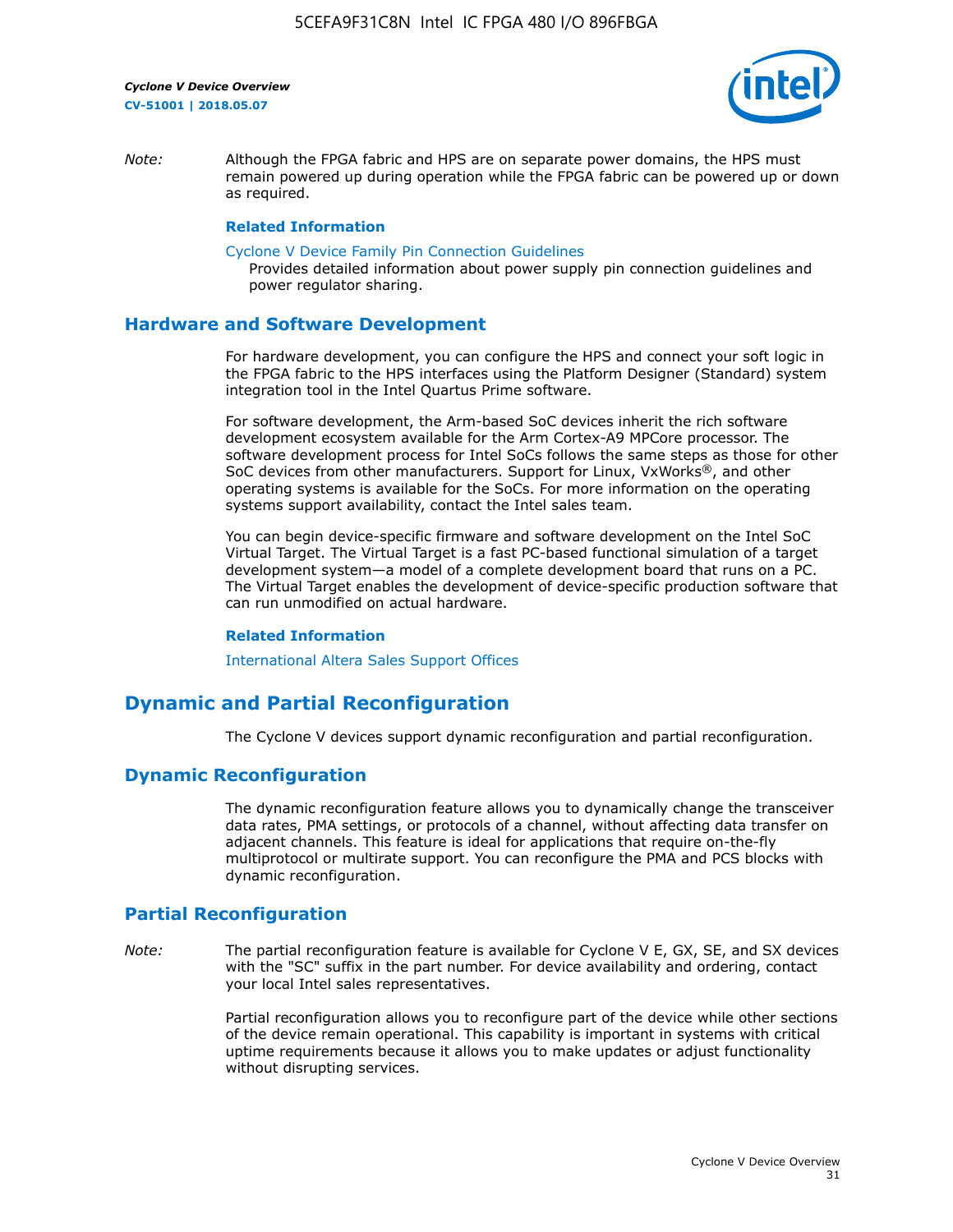*Note:* Although the FPGA fabric and HPS are on separate power domains, the HPS must remain powered up during operation while the FPGA fabric can be powered up or down as required.

**Related Information**

Cyclone V Device Family Pin Connection Guidelines
Provides detailed information about power supply pin connection guidelines and power regulator sharing.

## Hardware and Software Development

For hardware development, you can configure the HPS and connect your soft logic in the FPGA fabric to the HPS interfaces using the Platform Designer (Standard) system integration tool in the Intel Quartus Prime software.

For software development, the Arm-based SoC devices inherit the rich software development ecosystem available for the Arm Cortex-A9 MPCore processor. The software development process for Intel SoCs follows the same steps as those for other SoC devices from other manufacturers. Support for Linux, VxWorks®, and other operating systems is available for the SoCs. For more information on the operating systems support availability, contact the Intel sales team.

You can begin device-specific firmware and software development on the Intel SoC Virtual Target. The Virtual Target is a fast PC-based functional simulation of a target development system—a model of a complete development board that runs on a PC. The Virtual Target enables the development of device-specific production software that can run unmodified on actual hardware.

**Related Information**

International Altera Sales Support Offices

# Dynamic and Partial Reconfiguration

The Cyclone V devices support dynamic reconfiguration and partial reconfiguration.

## Dynamic Reconfiguration

The dynamic reconfiguration feature allows you to dynamically change the transceiver data rates, PMA settings, or protocols of a channel, without affecting data transfer on adjacent channels. This feature is ideal for applications that require on-the-fly multiprotocol or multirate support. You can reconfigure the PMA and PCS blocks with dynamic reconfiguration.

## Partial Reconfiguration

*Note:* The partial reconfiguration feature is available for Cyclone V E, GX, SE, and SX devices with the "SC" suffix in the part number. For device availability and ordering, contact your local Intel sales representatives.

Partial reconfiguration allows you to reconfigure part of the device while other sections of the device remain operational. This capability is important in systems with critical uptime requirements because it allows you to make updates or adjust functionality without disrupting services.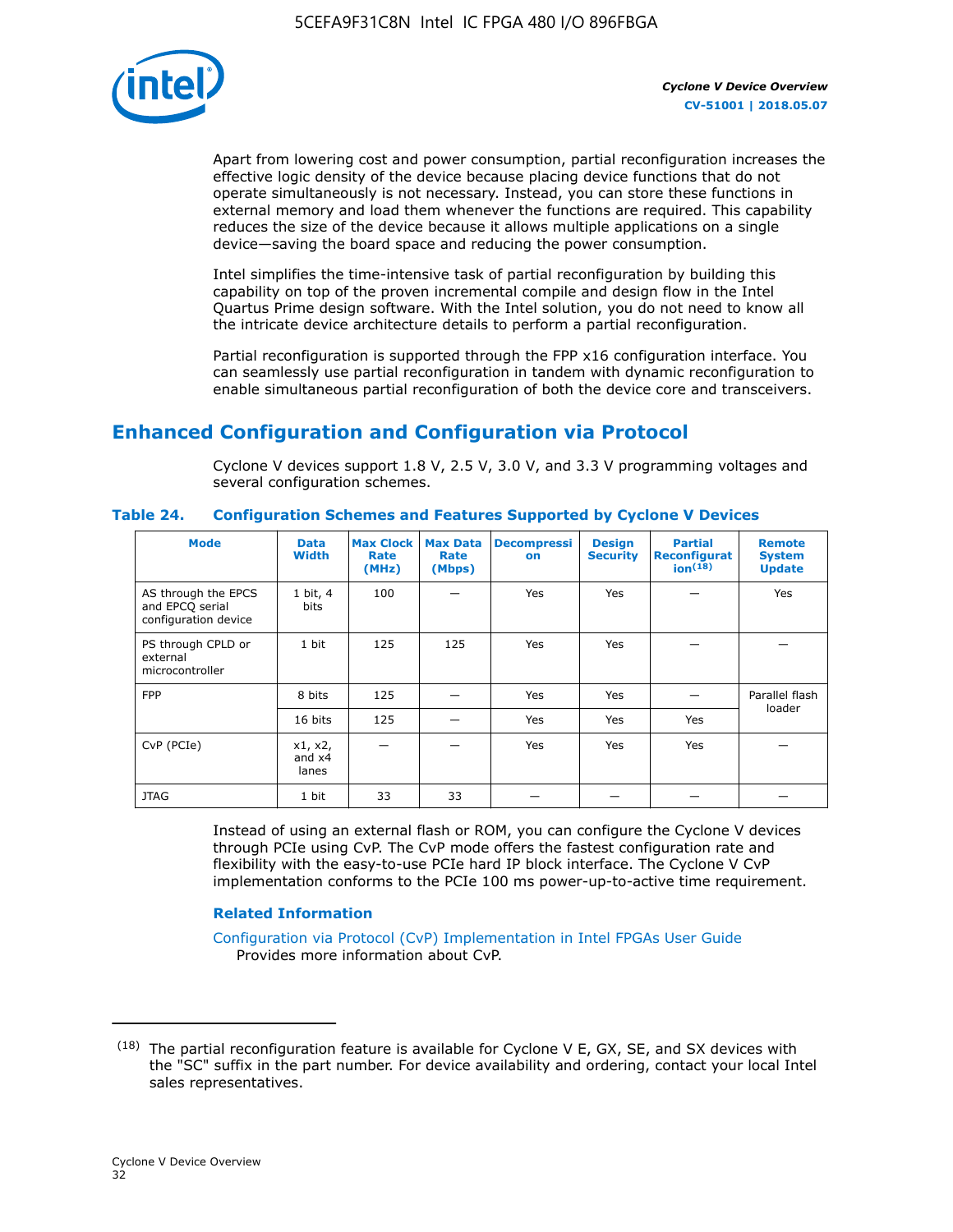Apart from lowering cost and power consumption, partial reconfiguration increases the effective logic density of the device because placing device functions that do not operate simultaneously is not necessary. Instead, you can store these functions in external memory and load them whenever the functions are required. This capability reduces the size of the device because it allows multiple applications on a single device—saving the board space and reducing the power consumption.

Intel simplifies the time-intensive task of partial reconfiguration by building this capability on top of the proven incremental compile and design flow in the Intel Quartus Prime design software. With the Intel solution, you do not need to know all the intricate device architecture details to perform a partial reconfiguration.

Partial reconfiguration is supported through the FPP x16 configuration interface. You can seamlessly use partial reconfiguration in tandem with dynamic reconfiguration to enable simultaneous partial reconfiguration of both the device core and transceivers.

## Enhanced Configuration and Configuration via Protocol

Cyclone V devices support 1.8 V, 2.5 V, 3.0 V, and 3.3 V programming voltages and several configuration schemes.

**Table 24. Configuration Schemes and Features Supported by Cyclone V Devices**

| Mode | Data Width | Max Clock Rate (MHz) | Max Data Rate (Mbps) | Decompression | Design Security | Partial Reconfiguration[18] | Remote System Update |
|---|---|---|---|---|---|---|---|
| AS through the EPCS and EPCQ serial configuration device | 1 bit, 4 bits | 100 | — | Yes | Yes | — | Yes |
| PS through CPLD or external microcontroller | 1 bit | 125 | 125 | Yes | Yes | — | — |
| FPP | 8 bits | 125 | — | Yes | Yes | — | Parallel flash loader |
| | 16 bits | 125 | — | Yes | Yes | Yes | |
| CvP (PCIe) | x1, x2, and x4 lanes | — | — | Yes | Yes | Yes | — |
| JTAG | 1 bit | 33 | 33 | — | — | — | — |

Instead of using an external flash or ROM, you can configure the Cyclone V devices through PCIe using CvP. The CvP mode offers the fastest configuration rate and flexibility with the easy-to-use PCIe hard IP block interface. The Cyclone V CvP implementation conforms to the PCIe 100 ms power-up-to-active time requirement.

### Related Information

Configuration via Protocol (CvP) Implementation in Intel FPGAs User Guide
Provides more information about CvP.

---

(18) The partial reconfiguration feature is available for Cyclone V E, GX, SE, and SX devices with the "SC" suffix in the part number. For device availability and ordering, contact your local Intel sales representatives.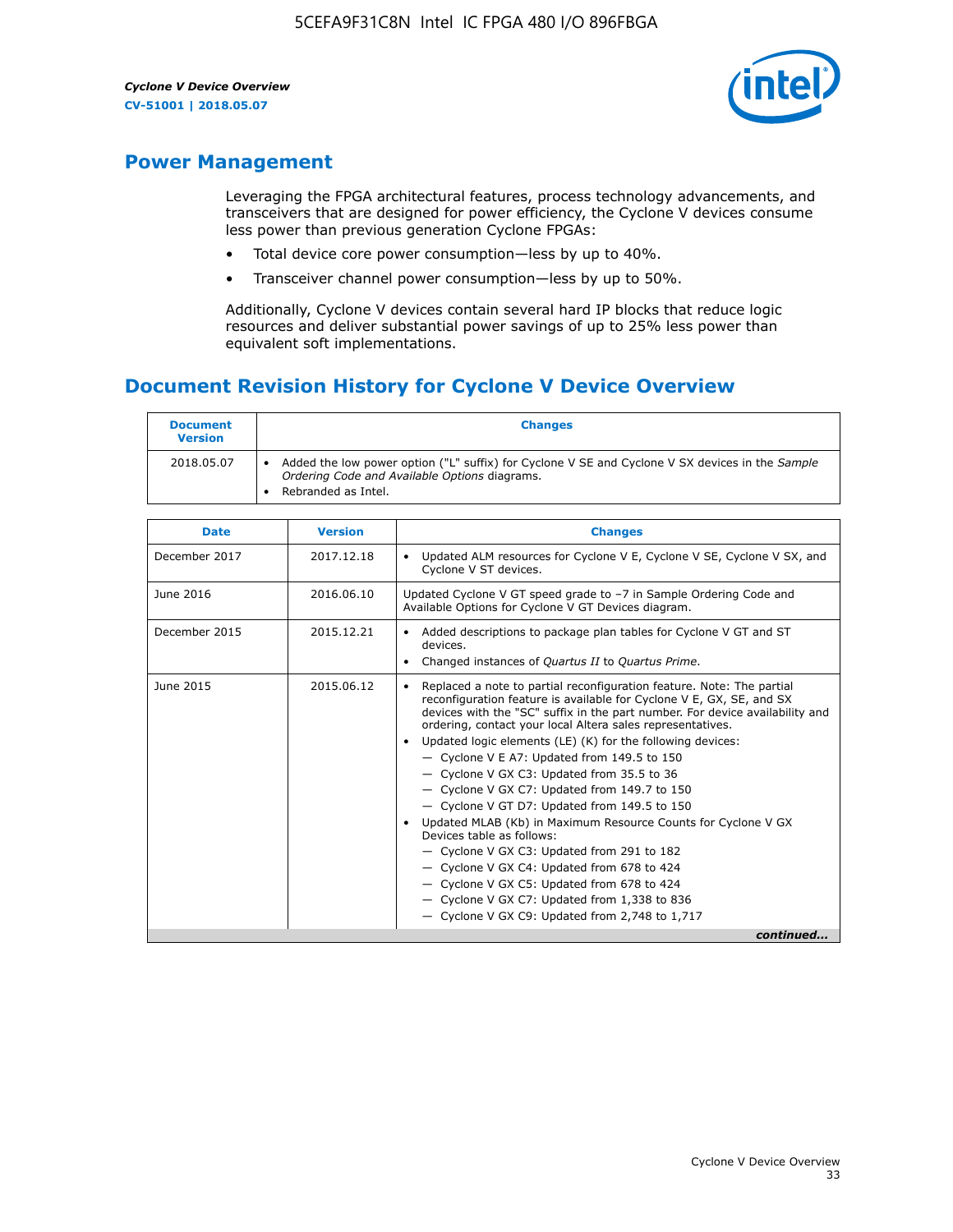## Power Management

Leveraging the FPGA architectural features, process technology advancements, and transceivers that are designed for power efficiency, the Cyclone V devices consume less power than previous generation Cyclone FPGAs:

- Total device core power consumption—less by up to 40%.
- Transceiver channel power consumption—less by up to 50%.

Additionally, Cyclone V devices contain several hard IP blocks that reduce logic resources and deliver substantial power savings of up to 25% less power than equivalent soft implementations.

## Document Revision History for Cyclone V Device Overview

| Document Version | Changes |
| --- | --- |
| 2018.05.07 | • Added the low power option ("L" suffix) for Cyclone V SE and Cyclone V SX devices in the *Sample Ordering Code and Available Options* diagrams.<br>• Rebranded as Intel. |

| Date | Version | Changes |
| --- | --- | --- |
| December 2017 | 2017.12.18 | • Updated ALM resources for Cyclone V E, Cyclone V SE, Cyclone V SX, and Cyclone V ST devices. |
| June 2016 | 2016.06.10 | Updated Cyclone V GT speed grade to –7 in Sample Ordering Code and Available Options for Cyclone V GT Devices diagram. |
| December 2015 | 2015.12.21 | • Added descriptions to package plan tables for Cyclone V GT and ST devices.<br>• Changed instances of *Quartus II* to *Quartus Prime*. |
| June 2015 | 2015.06.12 | • Replaced a note to partial reconfiguration feature. Note: The partial reconfiguration feature is available for Cyclone V E, GX, SE, and SX devices with the "SC" suffix in the part number. For device availability and ordering, contact your local Altera sales representatives.<br>• Updated logic elements (LE) (K) for the following devices:<br>— Cyclone V E A7: Updated from 149.5 to 150<br>— Cyclone V GX C3: Updated from 35.5 to 36<br>— Cyclone V GX C7: Updated from 149.7 to 150<br>— Cyclone V GT D7: Updated from 149.5 to 150<br>• Updated MLAB (Kb) in Maximum Resource Counts for Cyclone V GX Devices table as follows:<br>— Cyclone V GX C3: Updated from 291 to 182<br>— Cyclone V GX C4: Updated from 678 to 424<br>— Cyclone V GX C5: Updated from 678 to 424<br>— Cyclone V GX C7: Updated from 1,338 to 836<br>— Cyclone V GX C9: Updated from 2,748 to 1,717 |

*continued...*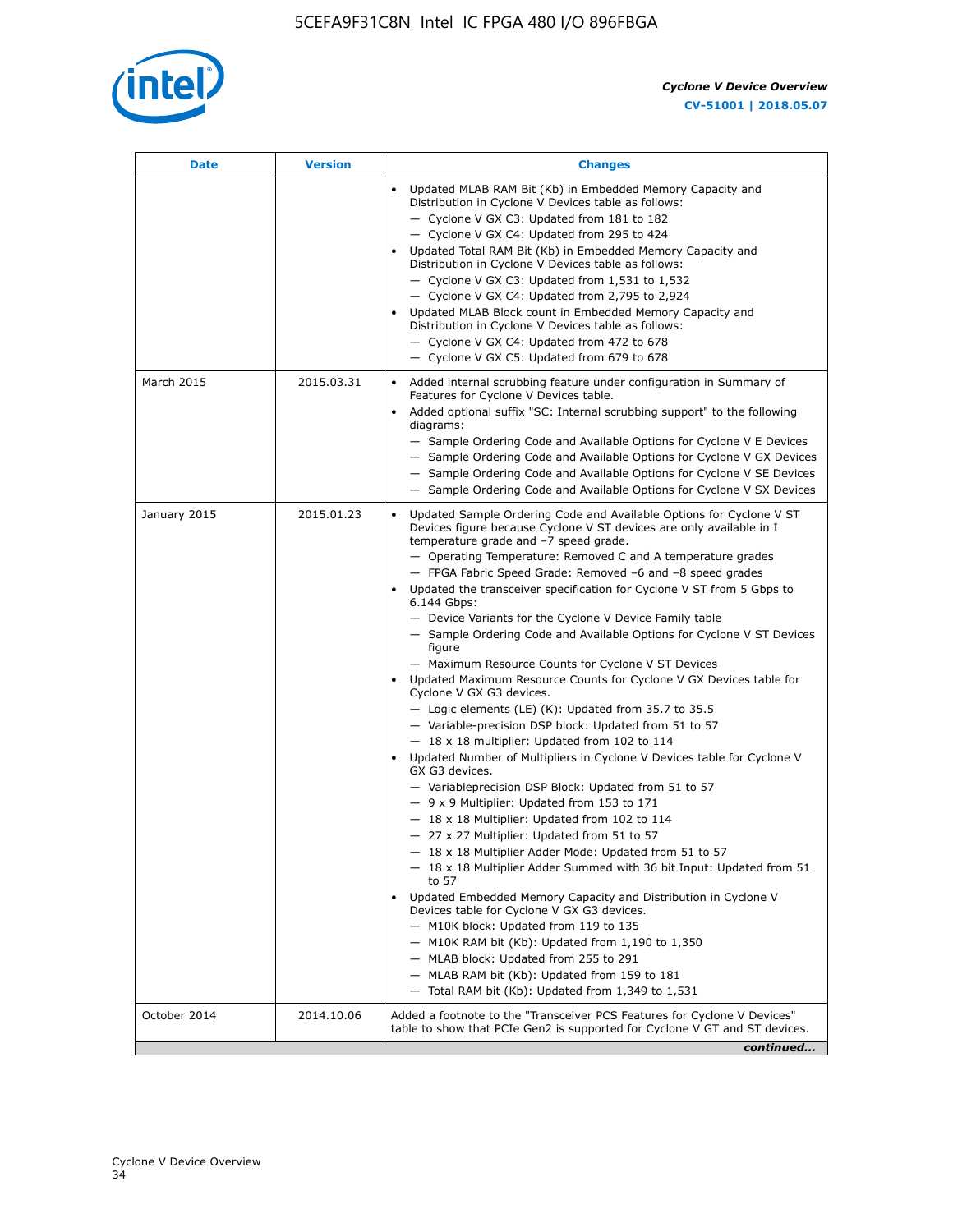| Date | Version | Changes |
| --- | --- | --- |
| | | • Updated MLAB RAM Bit (Kb) in Embedded Memory Capacity and Distribution in Cyclone V Devices table as follows:<br>— Cyclone V GX C3: Updated from 181 to 182<br>— Cyclone V GX C4: Updated from 295 to 424<br>• Updated Total RAM Bit (Kb) in Embedded Memory Capacity and Distribution in Cyclone V Devices table as follows:<br>— Cyclone V GX C3: Updated from 1,531 to 1,532<br>— Cyclone V GX C4: Updated from 2,795 to 2,924<br>• Updated MLAB Block count in Embedded Memory Capacity and Distribution in Cyclone V Devices table as follows:<br>— Cyclone V GX C4: Updated from 472 to 678<br>— Cyclone V GX C5: Updated from 679 to 678 |
| March 2015 | 2015.03.31 | • Added internal scrubbing feature under configuration in Summary of Features for Cyclone V Devices table.<br>• Added optional suffix "SC: Internal scrubbing support" to the following diagrams:<br>— Sample Ordering Code and Available Options for Cyclone V E Devices<br>— Sample Ordering Code and Available Options for Cyclone V GX Devices<br>— Sample Ordering Code and Available Options for Cyclone V SE Devices<br>— Sample Ordering Code and Available Options for Cyclone V SX Devices |
| January 2015 | 2015.01.23 | • Updated Sample Ordering Code and Available Options for Cyclone V ST Devices figure because Cyclone V ST devices are only available in I temperature grade and −7 speed grade.<br>— Operating Temperature: Removed C and A temperature grades<br>— FPGA Fabric Speed Grade: Removed −6 and −8 speed grades<br>• Updated the transceiver specification for Cyclone V ST from 5 Gbps to 6.144 Gbps:<br>— Device Variants for the Cyclone V Device Family table<br>— Sample Ordering Code and Available Options for Cyclone V ST Devices figure<br>— Maximum Resource Counts for Cyclone V ST Devices<br>• Updated Maximum Resource Counts for Cyclone V GX Devices table for Cyclone V GX G3 devices.<br>— Logic elements (LE) (K): Updated from 35.7 to 35.5<br>— Variable-precision DSP block: Updated from 51 to 57<br>— 18 x 18 multiplier: Updated from 102 to 114<br>• Updated Number of Multipliers in Cyclone V Devices table for Cyclone V GX G3 devices.<br>— Variableprecision DSP Block: Updated from 51 to 57<br>— 9 x 9 Multiplier: Updated from 153 to 171<br>— 18 x 18 Multiplier: Updated from 102 to 114<br>— 27 x 27 Multiplier: Updated from 51 to 57<br>— 18 x 18 Multiplier Adder Mode: Updated from 51 to 57<br>— 18 x 18 Multiplier Adder Summed with 36 bit Input: Updated from 51 to 57<br>• Updated Embedded Memory Capacity and Distribution in Cyclone V Devices table for Cyclone V GX G3 devices.<br>— M10K block: Updated from 119 to 135<br>— M10K RAM bit (Kb): Updated from 1,190 to 1,350<br>— MLAB block: Updated from 255 to 291<br>— MLAB RAM bit (Kb): Updated from 159 to 181<br>— Total RAM bit (Kb): Updated from 1,349 to 1,531 |
| October 2014 | 2014.10.06 | Added a footnote to the "Transceiver PCS Features for Cyclone V Devices" table to show that PCIe Gen2 is supported for Cyclone V GT and ST devices. |

*continued...*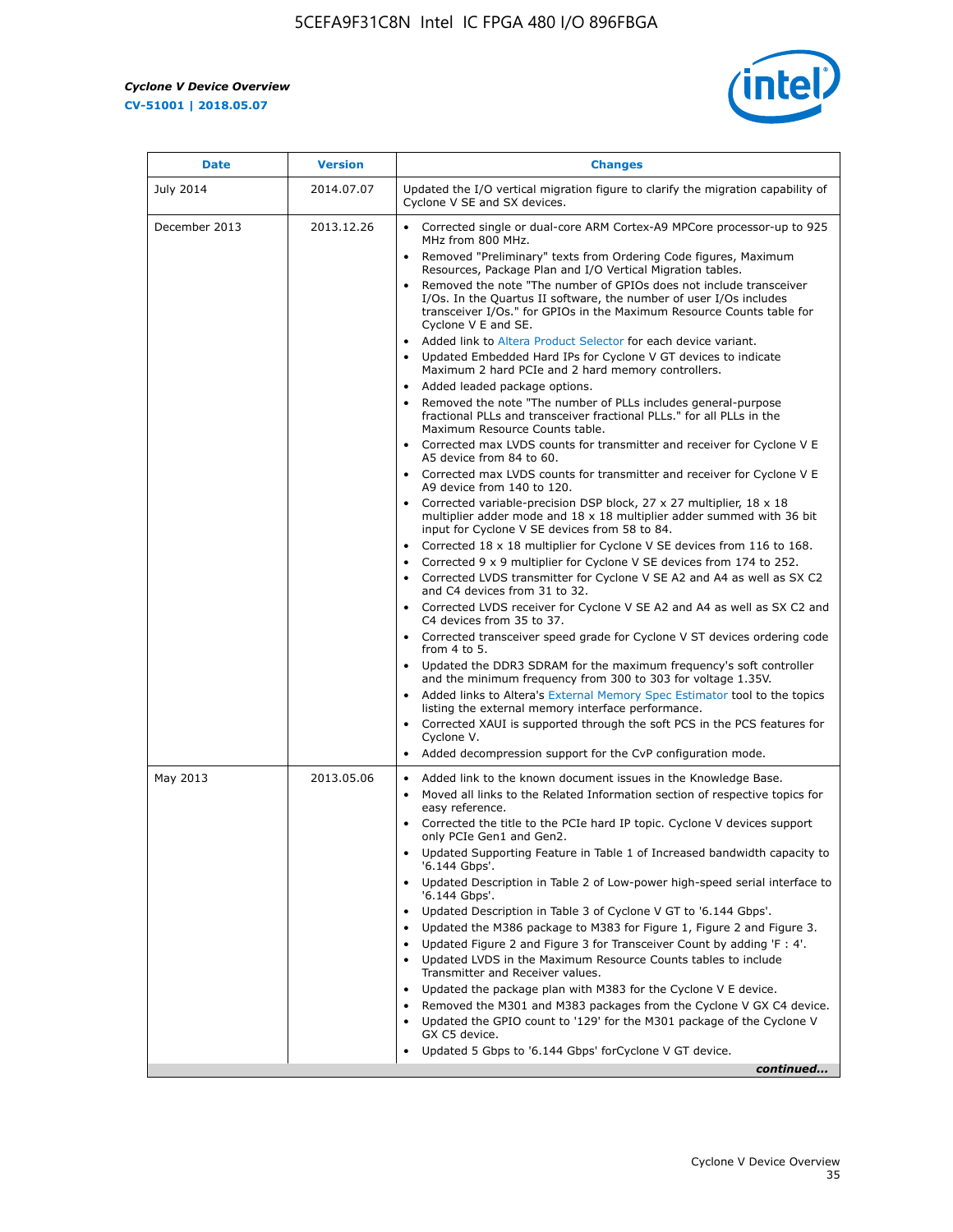| Date | Version | Changes |
| --- | --- | --- |
| July 2014 | 2014.07.07 | Updated the I/O vertical migration figure to clarify the migration capability of Cyclone V SE and SX devices. |
| December 2013 | 2013.12.26 | • Corrected single or dual-core ARM Cortex-A9 MPCore processor-up to 925 MHz from 800 MHz.<br>• Removed "Preliminary" texts from Ordering Code figures, Maximum Resources, Package Plan and I/O Vertical Migration tables.<br>• Removed the note "The number of GPIOs does not include transceiver I/Os. In the Quartus II software, the number of user I/Os includes transceiver I/Os." for GPIOs in the Maximum Resource Counts table for Cyclone V E and SE.<br>• Added link to Altera Product Selector for each device variant.<br>• Updated Embedded Hard IPs for Cyclone V GT devices to indicate Maximum 2 hard PCIe and 2 hard memory controllers.<br>• Added leaded package options.<br>• Removed the note "The number of PLLs includes general-purpose fractional PLLs and transceiver fractional PLLs." for all PLLs in the Maximum Resource Counts table.<br>• Corrected max LVDS counts for transmitter and receiver for Cyclone V E A5 device from 84 to 60.<br>• Corrected max LVDS counts for transmitter and receiver for Cyclone V E A9 device from 140 to 120.<br>• Corrected variable-precision DSP block, 27 x 27 multiplier, 18 x 18 multiplier adder mode and 18 x 18 multiplier adder summed with 36 bit input for Cyclone V SE devices from 58 to 84.<br>• Corrected 18 x 18 multiplier for Cyclone V SE devices from 116 to 168.<br>• Corrected 9 x 9 multiplier for Cyclone V SE devices from 174 to 252.<br>• Corrected LVDS transmitter for Cyclone V SE A2 and A4 as well as SX C2 and C4 devices from 31 to 32.<br>• Corrected LVDS receiver for Cyclone V SE A2 and A4 as well as SX C2 and C4 devices from 35 to 37.<br>• Corrected transceiver speed grade for Cyclone V ST devices ordering code from 4 to 5.<br>• Updated the DDR3 SDRAM for the maximum frequency's soft controller and the minimum frequency from 300 to 303 for voltage 1.35V.<br>• Added links to Altera's External Memory Spec Estimator tool to the topics listing the external memory interface performance.<br>• Corrected XAUI is supported through the soft PCS in the PCS features for Cyclone V.<br>• Added decompression support for the CvP configuration mode. |
| May 2013 | 2013.05.06 | • Added link to the known document issues in the Knowledge Base.<br>• Moved all links to the Related Information section of respective topics for easy reference.<br>• Corrected the title to the PCIe hard IP topic. Cyclone V devices support only PCIe Gen1 and Gen2.<br>• Updated Supporting Feature in Table 1 of Increased bandwidth capacity to '6.144 Gbps'.<br>• Updated Description in Table 2 of Low-power high-speed serial interface to '6.144 Gbps'.<br>• Updated Description in Table 3 of Cyclone V GT to '6.144 Gbps'.<br>• Updated the M386 package to M383 for Figure 1, Figure 2 and Figure 3.<br>• Updated Figure 2 and Figure 3 for Transceiver Count by adding 'F : 4'.<br>• Updated LVDS in the Maximum Resource Counts tables to include Transmitter and Receiver values.<br>• Updated the package plan with M383 for the Cyclone V E device.<br>• Removed the M301 and M383 packages from the Cyclone V GX C4 device.<br>• Updated the GPIO count to '129' for the M301 package of the Cyclone V GX C5 device.<br>• Updated 5 Gbps to '6.144 Gbps' forCyclone V GT device. |

*continued...*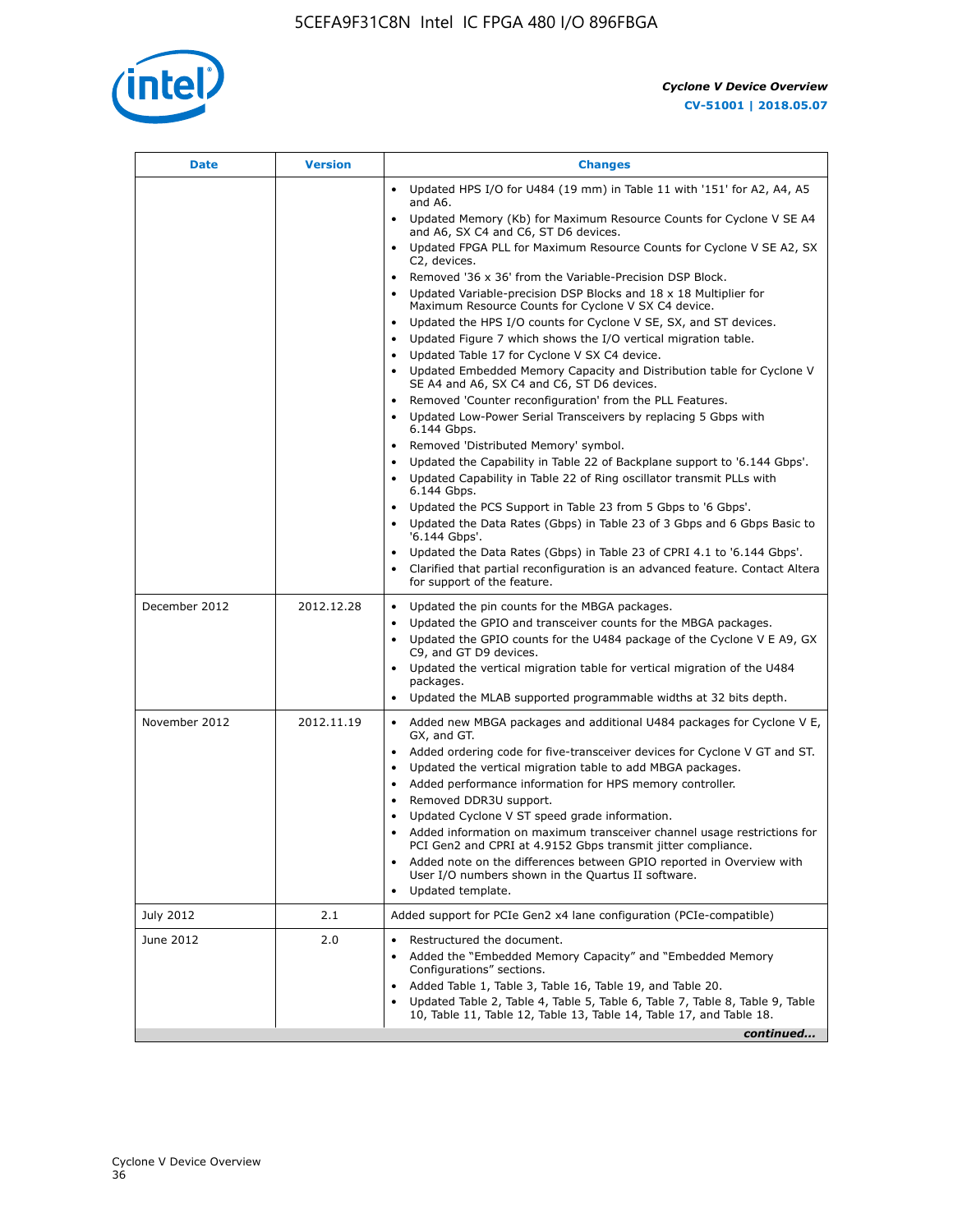| Date | Version | Changes |
| --- | --- | --- |
| | | • Updated HPS I/O for U484 (19 mm) in Table 11 with '151' for A2, A4, A5 and A6.<br>• Updated Memory (Kb) for Maximum Resource Counts for Cyclone V SE A4 and A6, SX C4 and C6, ST D6 devices.<br>• Updated FPGA PLL for Maximum Resource Counts for Cyclone V SE A2, SX C2, devices.<br>• Removed '36 x 36' from the Variable-Precision DSP Block.<br>• Updated Variable-precision DSP Blocks and 18 x 18 Multiplier for Maximum Resource Counts for Cyclone V SX C4 device.<br>• Updated the HPS I/O counts for Cyclone V SE, SX, and ST devices.<br>• Updated Figure 7 which shows the I/O vertical migration table.<br>• Updated Table 17 for Cyclone V SX C4 device.<br>• Updated Embedded Memory Capacity and Distribution table for Cyclone V SE A4 and A6, SX C4 and C6, ST D6 devices.<br>• Removed 'Counter reconfiguration' from the PLL Features.<br>• Updated Low-Power Serial Transceivers by replacing 5 Gbps with 6.144 Gbps.<br>• Removed 'Distributed Memory' symbol.<br>• Updated the Capability in Table 22 of Backplane support to '6.144 Gbps'.<br>• Updated Capability in Table 22 of Ring oscillator transmit PLLs with 6.144 Gbps.<br>• Updated the PCS Support in Table 23 from 5 Gbps to '6 Gbps'.<br>• Updated the Data Rates (Gbps) in Table 23 of 3 Gbps and 6 Gbps Basic to '6.144 Gbps'.<br>• Updated the Data Rates (Gbps) in Table 23 of CPRI 4.1 to '6.144 Gbps'.<br>• Clarified that partial reconfiguration is an advanced feature. Contact Altera for support of the feature. |
| December 2012 | 2012.12.28 | • Updated the pin counts for the MBGA packages.<br>• Updated the GPIO and transceiver counts for the MBGA packages.<br>• Updated the GPIO counts for the U484 package of the Cyclone V E A9, GX C9, and GT D9 devices.<br>• Updated the vertical migration table for vertical migration of the U484 packages.<br>• Updated the MLAB supported programmable widths at 32 bits depth. |
| November 2012 | 2012.11.19 | • Added new MBGA packages and additional U484 packages for Cyclone V E, GX, and GT.<br>• Added ordering code for five-transceiver devices for Cyclone V GT and ST.<br>• Updated the vertical migration table to add MBGA packages.<br>• Added performance information for HPS memory controller.<br>• Removed DDR3U support.<br>• Updated Cyclone V ST speed grade information.<br>• Added information on maximum transceiver channel usage restrictions for PCI Gen2 and CPRI at 4.9152 Gbps transmit jitter compliance.<br>• Added note on the differences between GPIO reported in Overview with User I/O numbers shown in the Quartus II software.<br>• Updated template. |
| July 2012 | 2.1 | Added support for PCIe Gen2 x4 lane configuration (PCIe-compatible) |
| June 2012 | 2.0 | • Restructured the document.<br>• Added the "Embedded Memory Capacity" and "Embedded Memory Configurations" sections.<br>• Added Table 1, Table 3, Table 16, Table 19, and Table 20.<br>• Updated Table 2, Table 4, Table 5, Table 6, Table 7, Table 8, Table 9, Table 10, Table 11, Table 12, Table 13, Table 14, Table 17, and Table 18. |

*continued...*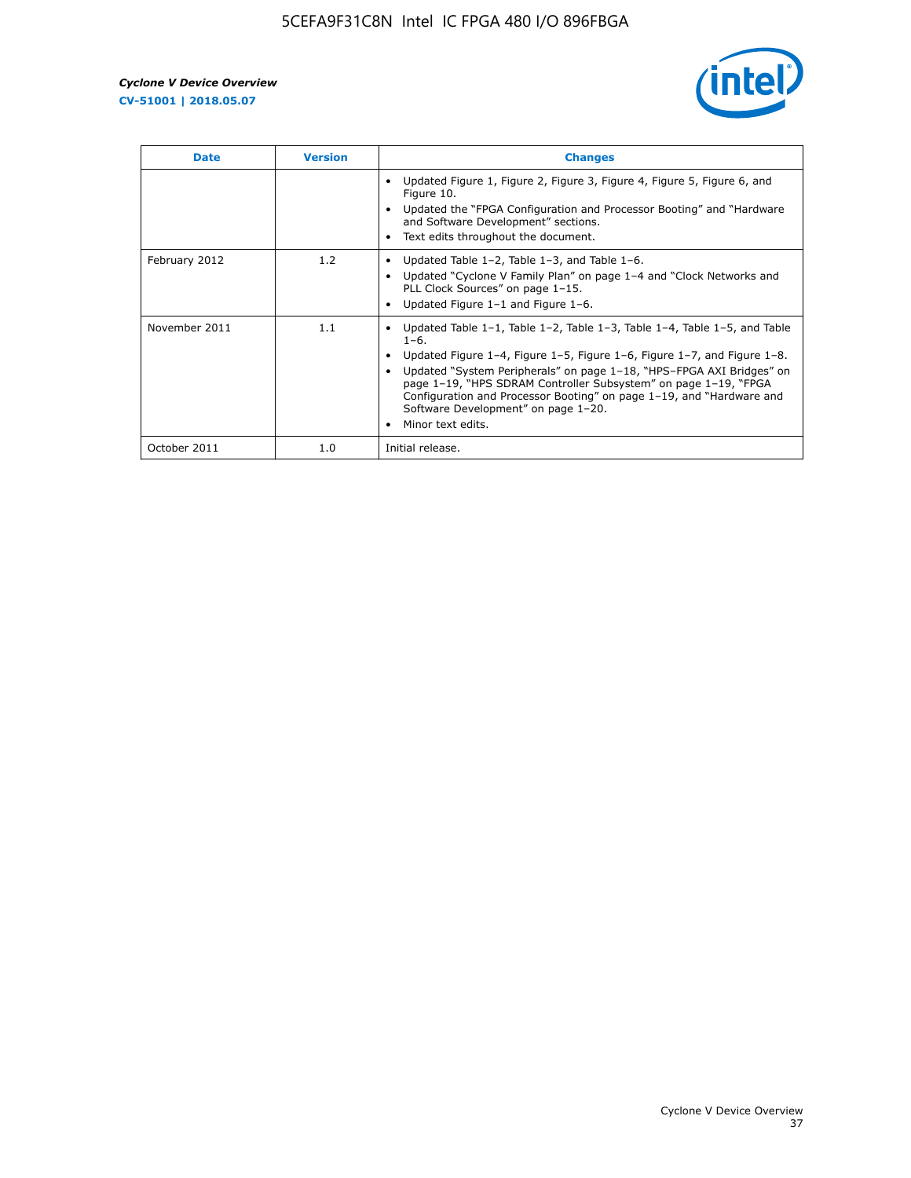| Date | Version | Changes |
| --- | --- | --- |
| | | • Updated Figure 1, Figure 2, Figure 3, Figure 4, Figure 5, Figure 6, and Figure 10.<br>• Updated the "FPGA Configuration and Processor Booting" and "Hardware and Software Development" sections.<br>• Text edits throughout the document. |
| February 2012 | 1.2 | • Updated Table 1–2, Table 1–3, and Table 1–6.<br>• Updated "Cyclone V Family Plan" on page 1–4 and "Clock Networks and PLL Clock Sources" on page 1–15.<br>• Updated Figure 1–1 and Figure 1–6. |
| November 2011 | 1.1 | • Updated Table 1–1, Table 1–2, Table 1–3, Table 1–4, Table 1–5, and Table 1–6.<br>• Updated Figure 1–4, Figure 1–5, Figure 1–6, Figure 1–7, and Figure 1–8.<br>• Updated "System Peripherals" on page 1–18, "HPS–FPGA AXI Bridges" on page 1–19, "HPS SDRAM Controller Subsystem" on page 1–19, "FPGA Configuration and Processor Booting" on page 1–19, and "Hardware and Software Development" on page 1–20.<br>• Minor text edits. |
| October 2011 | 1.0 | Initial release. |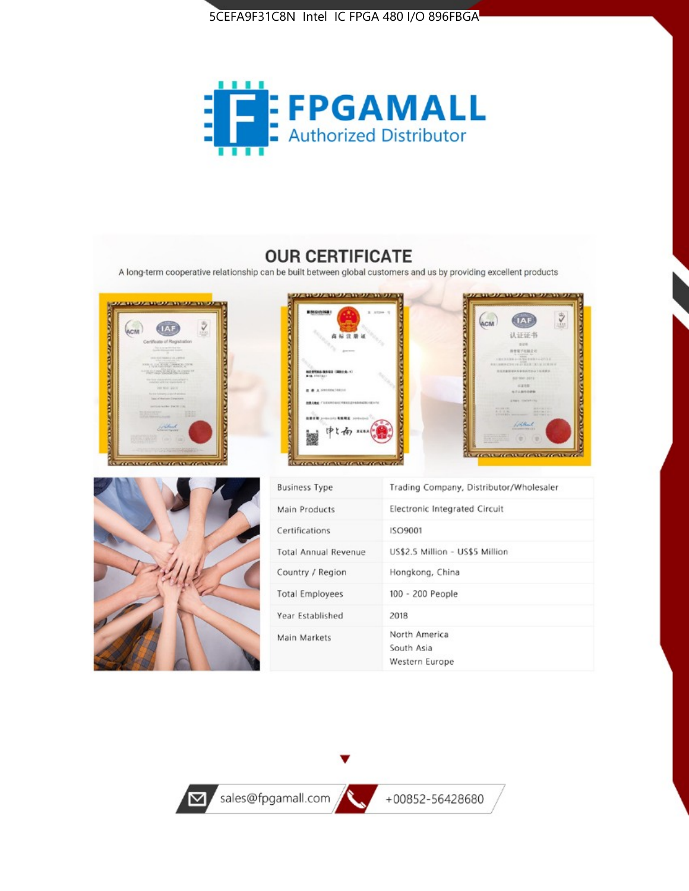FPGAMALL
Authorized Distributor

## OUR CERTIFICATE

A long-term cooperative relationship can be built between global customers and us by providing excellent products

| | |
|---|---|
| Business Type | Trading Company, Distributor/Wholesaler |
| Main Products | Electronic Integrated Circuit |
| Certifications | ISO9001 |
| Total Annual Revenue | US$2.5 Million - US$5 Million |
| Country / Region | Hongkong, China |
| Total Employees | 100 - 200 People |
| Year Established | 2018 |
| Main Markets | North America<br>South Asia<br>Western Europe |

sales@fpgamall.com

+00852-56428680